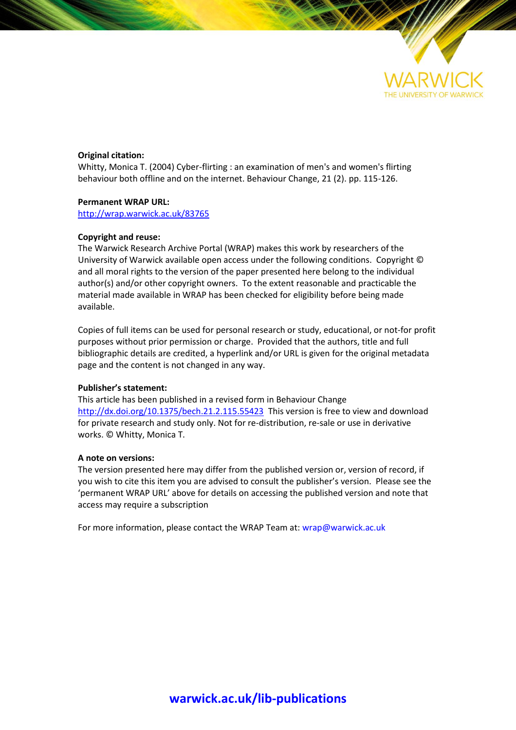WARWICK

THE UNIVERSITY OF WARWICK

**Original citation:**
Whitty, Monica T. (2004) Cyber-flirting : an examination of men's and women's flirting behaviour both offline and on the internet. Behaviour Change, 21 (2). pp. 115-126.

**Permanent WRAP URL:**
http://wrap.warwick.ac.uk/83765

**Copyright and reuse:**
The Warwick Research Archive Portal (WRAP) makes this work by researchers of the University of Warwick available open access under the following conditions. Copyright © and all moral rights to the version of the paper presented here belong to the individual author(s) and/or other copyright owners. To the extent reasonable and practicable the material made available in WRAP has been checked for eligibility before being made available.

Copies of full items can be used for personal research or study, educational, or not-for profit purposes without prior permission or charge. Provided that the authors, title and full bibliographic details are credited, a hyperlink and/or URL is given for the original metadata page and the content is not changed in any way.

**Publisher's statement:**
This article has been published in a revised form in Behaviour Change http://dx.doi.org/10.1375/bech.21.2.115.55423 This version is free to view and download for private research and study only. Not for re-distribution, re-sale or use in derivative works. © Whitty, Monica T.

**A note on versions:**
The version presented here may differ from the published version or, version of record, if you wish to cite this item you are advised to consult the publisher's version. Please see the 'permanent WRAP URL' above for details on accessing the published version and note that access may require a subscription

For more information, please contact the WRAP Team at: wrap@warwick.ac.uk

**warwick.ac.uk/lib-publications**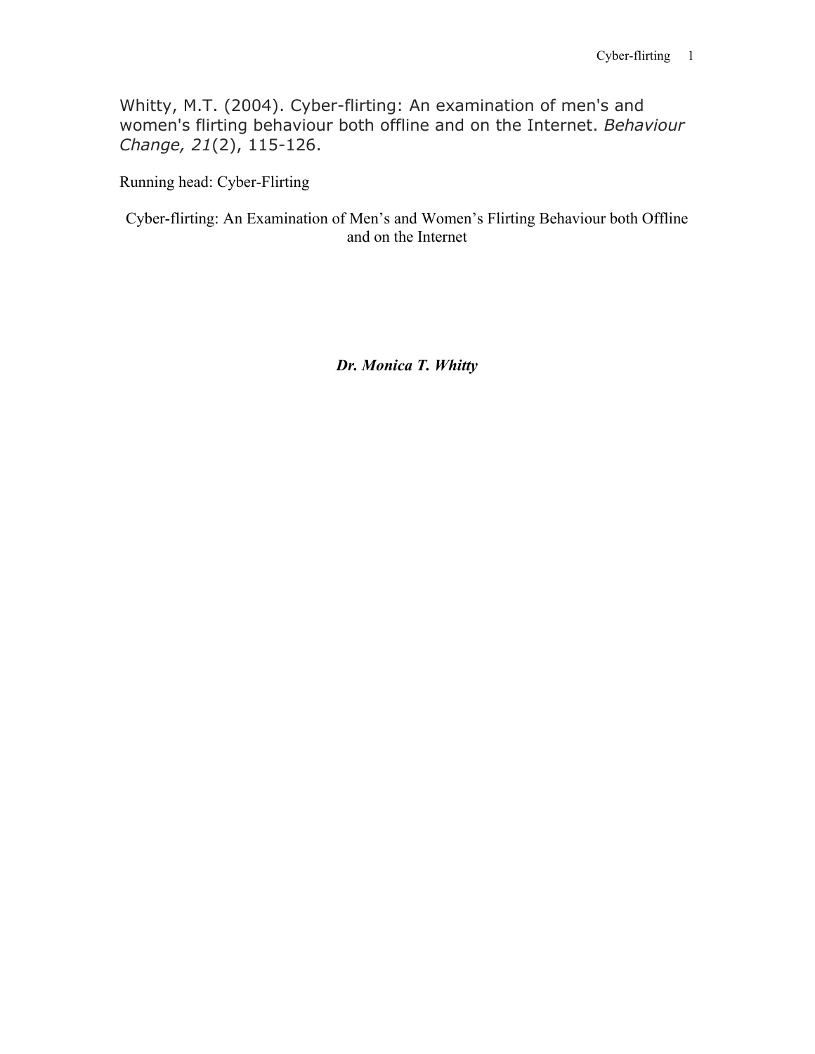Whitty, M.T. (2004). Cyber-flirting: An examination of men's and women's flirting behaviour both offline and on the Internet. *Behaviour Change, 21*(2), 115-126.

Running head: Cyber-Flirting

Cyber-flirting: An Examination of Men's and Women's Flirting Behaviour both Offline and on the Internet

***Dr. Monica T. Whitty***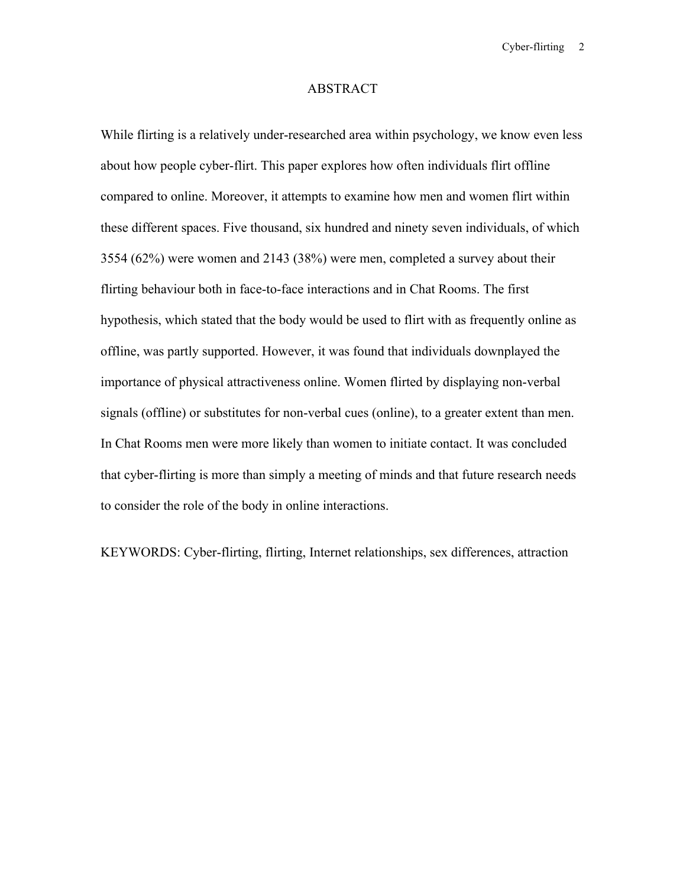# ABSTRACT

While flirting is a relatively under-researched area within psychology, we know even less about how people cyber-flirt. This paper explores how often individuals flirt offline compared to online. Moreover, it attempts to examine how men and women flirt within these different spaces. Five thousand, six hundred and ninety seven individuals, of which 3554 (62%) were women and 2143 (38%) were men, completed a survey about their flirting behaviour both in face-to-face interactions and in Chat Rooms. The first hypothesis, which stated that the body would be used to flirt with as frequently online as offline, was partly supported. However, it was found that individuals downplayed the importance of physical attractiveness online. Women flirted by displaying non-verbal signals (offline) or substitutes for non-verbal cues (online), to a greater extent than men. In Chat Rooms men were more likely than women to initiate contact. It was concluded that cyber-flirting is more than simply a meeting of minds and that future research needs to consider the role of the body in online interactions.

KEYWORDS: Cyber-flirting, flirting, Internet relationships, sex differences, attraction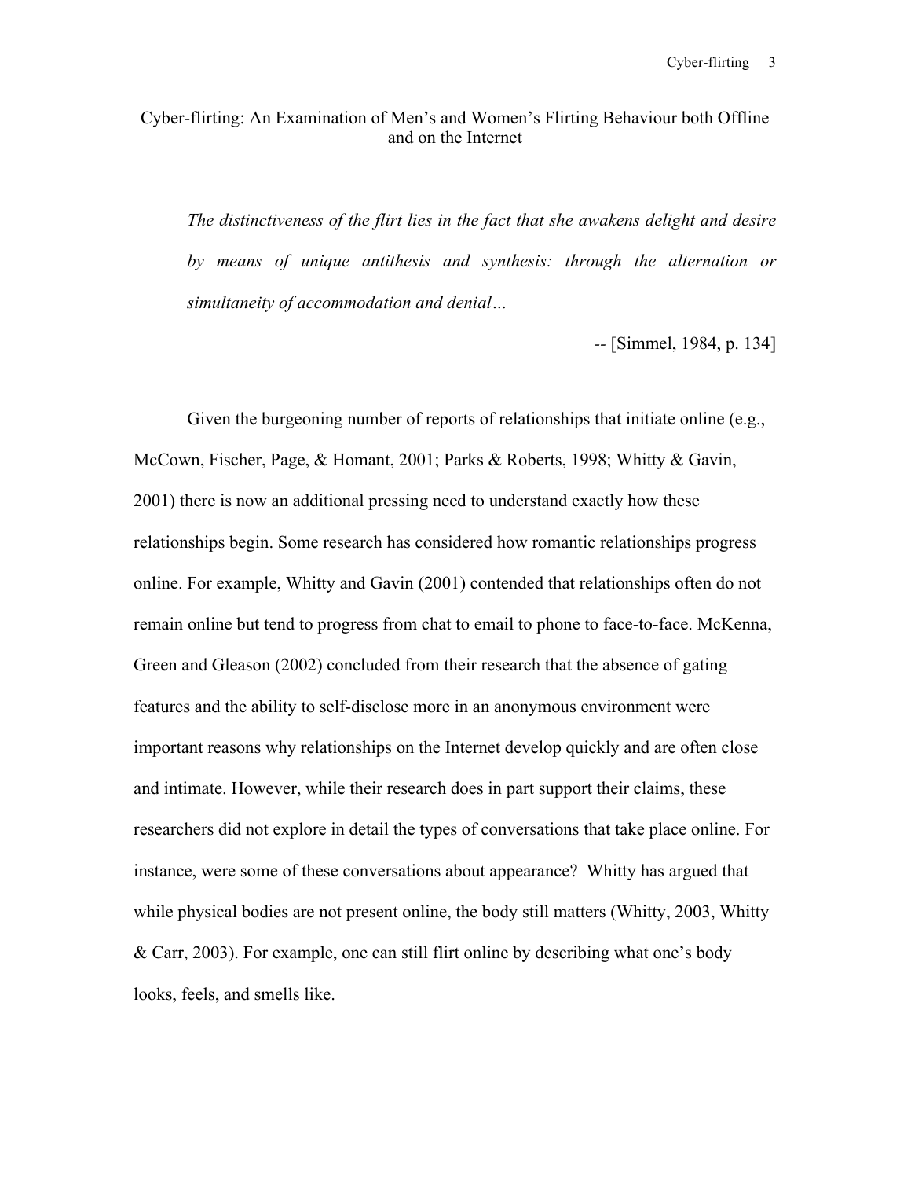# Cyber-flirting: An Examination of Men's and Women's Flirting Behaviour both Offline and on the Internet

> *The distinctiveness of the flirt lies in the fact that she awakens delight and desire by means of unique antithesis and synthesis: through the alternation or simultaneity of accommodation and denial…*
>
> -- [Simmel, 1984, p. 134]

Given the burgeoning number of reports of relationships that initiate online (e.g., McCown, Fischer, Page, & Homant, 2001; Parks & Roberts, 1998; Whitty & Gavin, 2001) there is now an additional pressing need to understand exactly how these relationships begin. Some research has considered how romantic relationships progress online. For example, Whitty and Gavin (2001) contended that relationships often do not remain online but tend to progress from chat to email to phone to face-to-face. McKenna, Green and Gleason (2002) concluded from their research that the absence of gating features and the ability to self-disclose more in an anonymous environment were important reasons why relationships on the Internet develop quickly and are often close and intimate. However, while their research does in part support their claims, these researchers did not explore in detail the types of conversations that take place online. For instance, were some of these conversations about appearance? Whitty has argued that while physical bodies are not present online, the body still matters (Whitty, 2003, Whitty & Carr, 2003). For example, one can still flirt online by describing what one's body looks, feels, and smells like.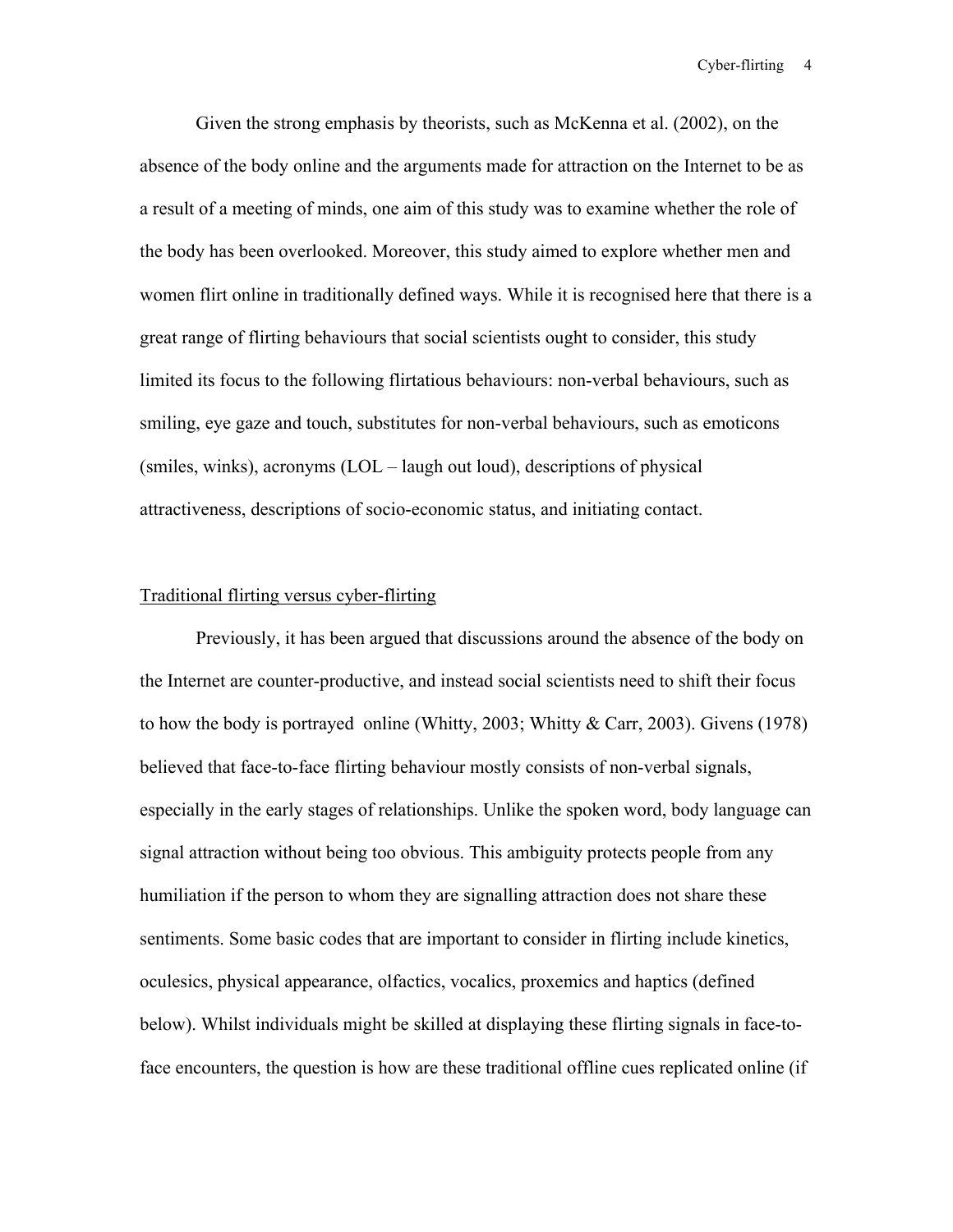Given the strong emphasis by theorists, such as McKenna et al. (2002), on the absence of the body online and the arguments made for attraction on the Internet to be as a result of a meeting of minds, one aim of this study was to examine whether the role of the body has been overlooked. Moreover, this study aimed to explore whether men and women flirt online in traditionally defined ways. While it is recognised here that there is a great range of flirting behaviours that social scientists ought to consider, this study limited its focus to the following flirtatious behaviours: non-verbal behaviours, such as smiling, eye gaze and touch, substitutes for non-verbal behaviours, such as emoticons (smiles, winks), acronyms (LOL – laugh out loud), descriptions of physical attractiveness, descriptions of socio-economic status, and initiating contact.

## Traditional flirting versus cyber-flirting

Previously, it has been argued that discussions around the absence of the body on the Internet are counter-productive, and instead social scientists need to shift their focus to how the body is portrayed online (Whitty, 2003; Whitty & Carr, 2003). Givens (1978) believed that face-to-face flirting behaviour mostly consists of non-verbal signals, especially in the early stages of relationships. Unlike the spoken word, body language can signal attraction without being too obvious. This ambiguity protects people from any humiliation if the person to whom they are signalling attraction does not share these sentiments. Some basic codes that are important to consider in flirting include kinetics, oculesics, physical appearance, olfactics, vocalics, proxemics and haptics (defined below). Whilst individuals might be skilled at displaying these flirting signals in face-to-face encounters, the question is how are these traditional offline cues replicated online (if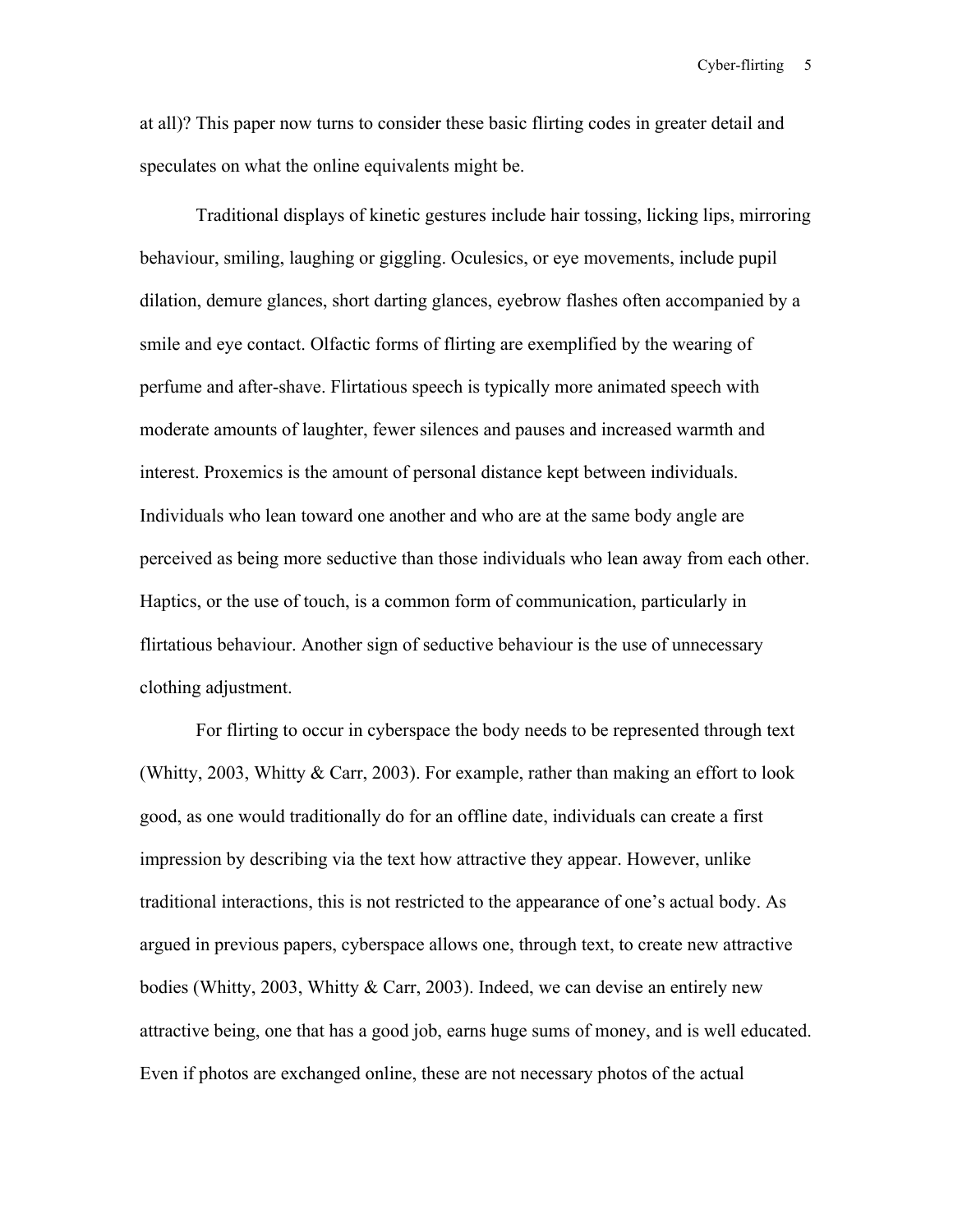at all)? This paper now turns to consider these basic flirting codes in greater detail and speculates on what the online equivalents might be.

Traditional displays of kinetic gestures include hair tossing, licking lips, mirroring behaviour, smiling, laughing or giggling. Oculesics, or eye movements, include pupil dilation, demure glances, short darting glances, eyebrow flashes often accompanied by a smile and eye contact. Olfactic forms of flirting are exemplified by the wearing of perfume and after-shave. Flirtatious speech is typically more animated speech with moderate amounts of laughter, fewer silences and pauses and increased warmth and interest. Proxemics is the amount of personal distance kept between individuals. Individuals who lean toward one another and who are at the same body angle are perceived as being more seductive than those individuals who lean away from each other. Haptics, or the use of touch, is a common form of communication, particularly in flirtatious behaviour. Another sign of seductive behaviour is the use of unnecessary clothing adjustment.

For flirting to occur in cyberspace the body needs to be represented through text (Whitty, 2003, Whitty & Carr, 2003). For example, rather than making an effort to look good, as one would traditionally do for an offline date, individuals can create a first impression by describing via the text how attractive they appear. However, unlike traditional interactions, this is not restricted to the appearance of one's actual body. As argued in previous papers, cyberspace allows one, through text, to create new attractive bodies (Whitty, 2003, Whitty & Carr, 2003). Indeed, we can devise an entirely new attractive being, one that has a good job, earns huge sums of money, and is well educated. Even if photos are exchanged online, these are not necessary photos of the actual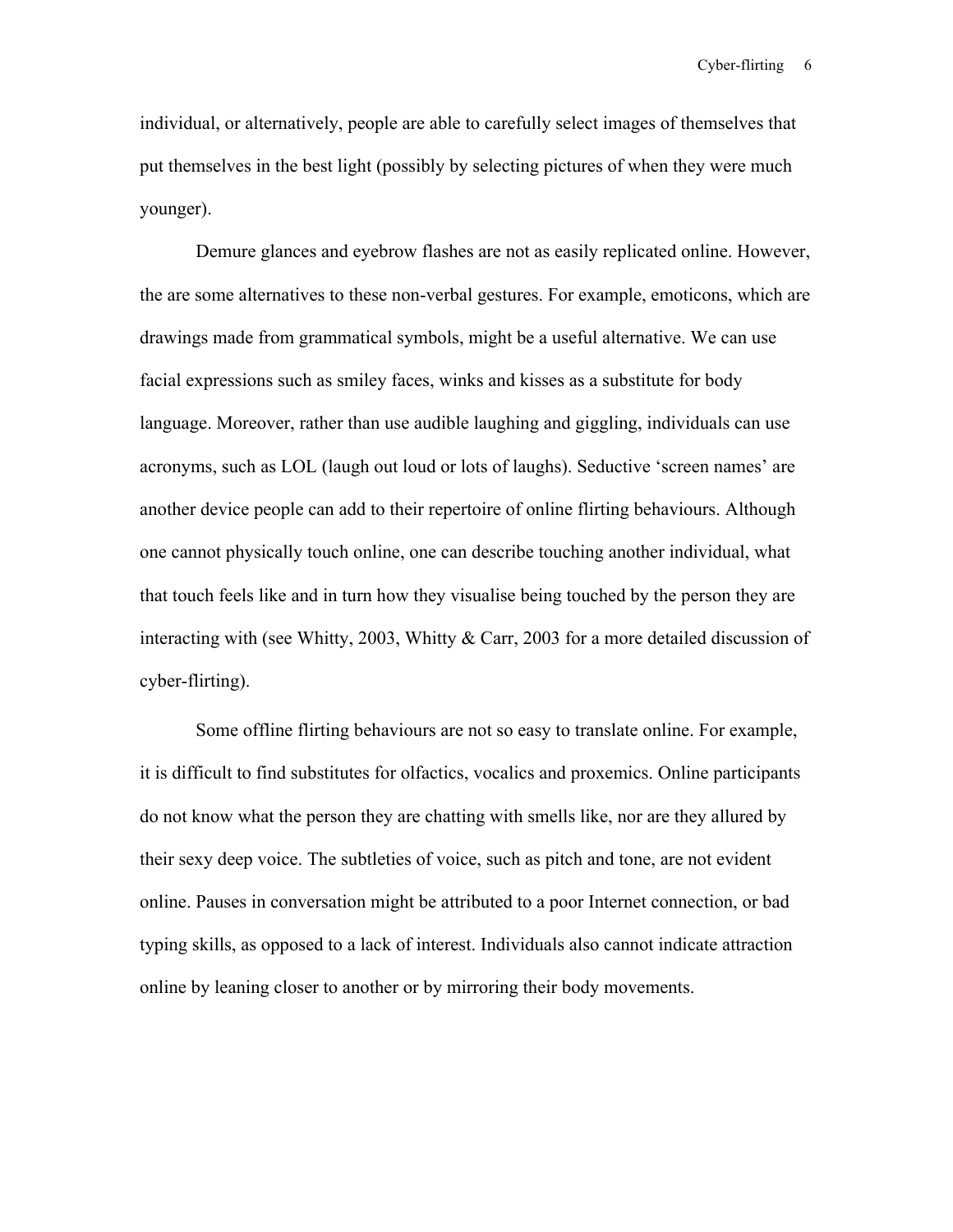individual, or alternatively, people are able to carefully select images of themselves that put themselves in the best light (possibly by selecting pictures of when they were much younger).

Demure glances and eyebrow flashes are not as easily replicated online. However, the are some alternatives to these non-verbal gestures. For example, emoticons, which are drawings made from grammatical symbols, might be a useful alternative. We can use facial expressions such as smiley faces, winks and kisses as a substitute for body language. Moreover, rather than use audible laughing and giggling, individuals can use acronyms, such as LOL (laugh out loud or lots of laughs). Seductive 'screen names' are another device people can add to their repertoire of online flirting behaviours. Although one cannot physically touch online, one can describe touching another individual, what that touch feels like and in turn how they visualise being touched by the person they are interacting with (see Whitty, 2003, Whitty & Carr, 2003 for a more detailed discussion of cyber-flirting).

Some offline flirting behaviours are not so easy to translate online. For example, it is difficult to find substitutes for olfactics, vocalics and proxemics. Online participants do not know what the person they are chatting with smells like, nor are they allured by their sexy deep voice. The subtleties of voice, such as pitch and tone, are not evident online. Pauses in conversation might be attributed to a poor Internet connection, or bad typing skills, as opposed to a lack of interest. Individuals also cannot indicate attraction online by leaning closer to another or by mirroring their body movements.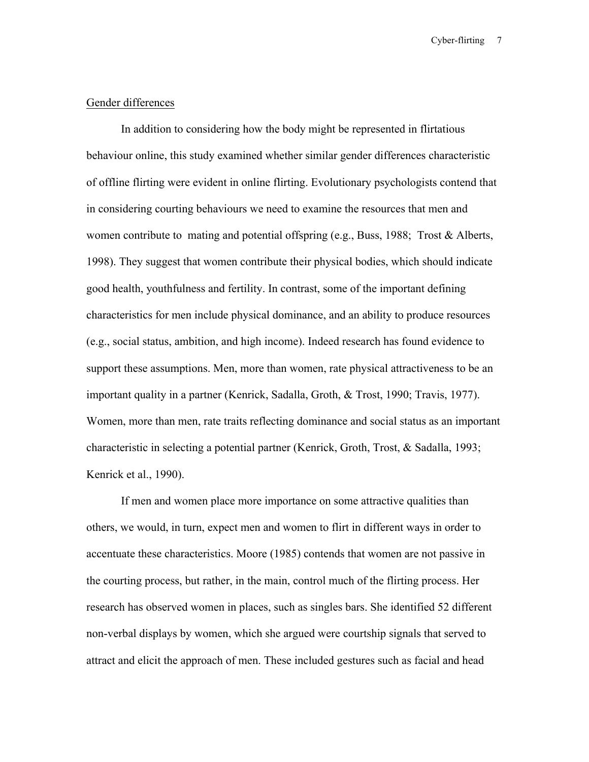## Gender differences

In addition to considering how the body might be represented in flirtatious behaviour online, this study examined whether similar gender differences characteristic of offline flirting were evident in online flirting. Evolutionary psychologists contend that in considering courting behaviours we need to examine the resources that men and women contribute to mating and potential offspring (e.g., Buss, 1988; Trost & Alberts, 1998). They suggest that women contribute their physical bodies, which should indicate good health, youthfulness and fertility. In contrast, some of the important defining characteristics for men include physical dominance, and an ability to produce resources (e.g., social status, ambition, and high income). Indeed research has found evidence to support these assumptions. Men, more than women, rate physical attractiveness to be an important quality in a partner (Kenrick, Sadalla, Groth, & Trost, 1990; Travis, 1977). Women, more than men, rate traits reflecting dominance and social status as an important characteristic in selecting a potential partner (Kenrick, Groth, Trost, & Sadalla, 1993; Kenrick et al., 1990).

If men and women place more importance on some attractive qualities than others, we would, in turn, expect men and women to flirt in different ways in order to accentuate these characteristics. Moore (1985) contends that women are not passive in the courting process, but rather, in the main, control much of the flirting process. Her research has observed women in places, such as singles bars. She identified 52 different non-verbal displays by women, which she argued were courtship signals that served to attract and elicit the approach of men. These included gestures such as facial and head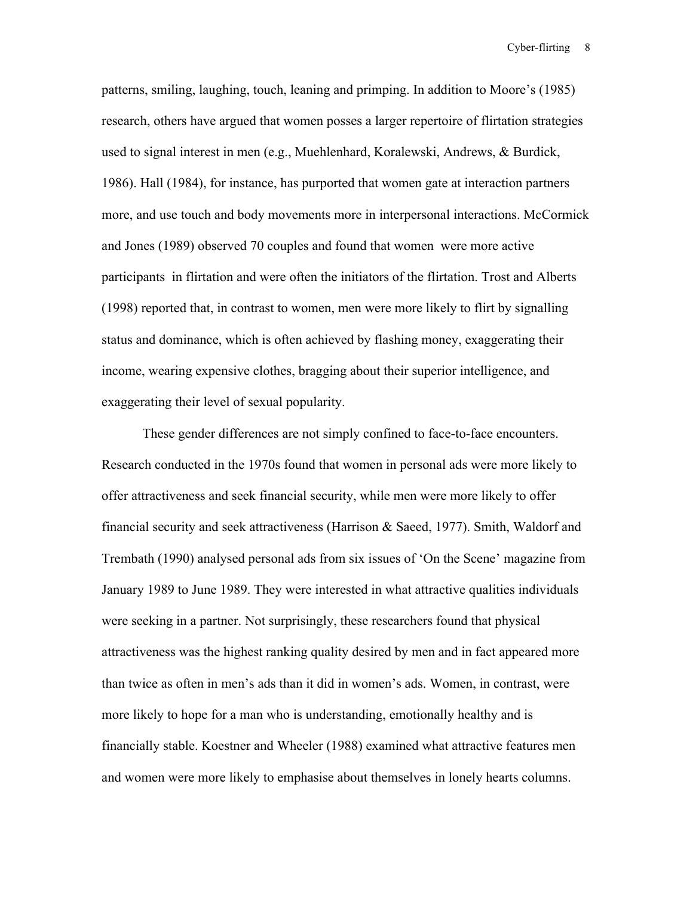patterns, smiling, laughing, touch, leaning and primping. In addition to Moore's (1985) research, others have argued that women posses a larger repertoire of flirtation strategies used to signal interest in men (e.g., Muehlenhard, Koralewski, Andrews, & Burdick, 1986). Hall (1984), for instance, has purported that women gate at interaction partners more, and use touch and body movements more in interpersonal interactions. McCormick and Jones (1989) observed 70 couples and found that women were more active participants in flirtation and were often the initiators of the flirtation. Trost and Alberts (1998) reported that, in contrast to women, men were more likely to flirt by signalling status and dominance, which is often achieved by flashing money, exaggerating their income, wearing expensive clothes, bragging about their superior intelligence, and exaggerating their level of sexual popularity.

These gender differences are not simply confined to face-to-face encounters. Research conducted in the 1970s found that women in personal ads were more likely to offer attractiveness and seek financial security, while men were more likely to offer financial security and seek attractiveness (Harrison & Saeed, 1977). Smith, Waldorf and Trembath (1990) analysed personal ads from six issues of 'On the Scene' magazine from January 1989 to June 1989. They were interested in what attractive qualities individuals were seeking in a partner. Not surprisingly, these researchers found that physical attractiveness was the highest ranking quality desired by men and in fact appeared more than twice as often in men's ads than it did in women's ads. Women, in contrast, were more likely to hope for a man who is understanding, emotionally healthy and is financially stable. Koestner and Wheeler (1988) examined what attractive features men and women were more likely to emphasise about themselves in lonely hearts columns.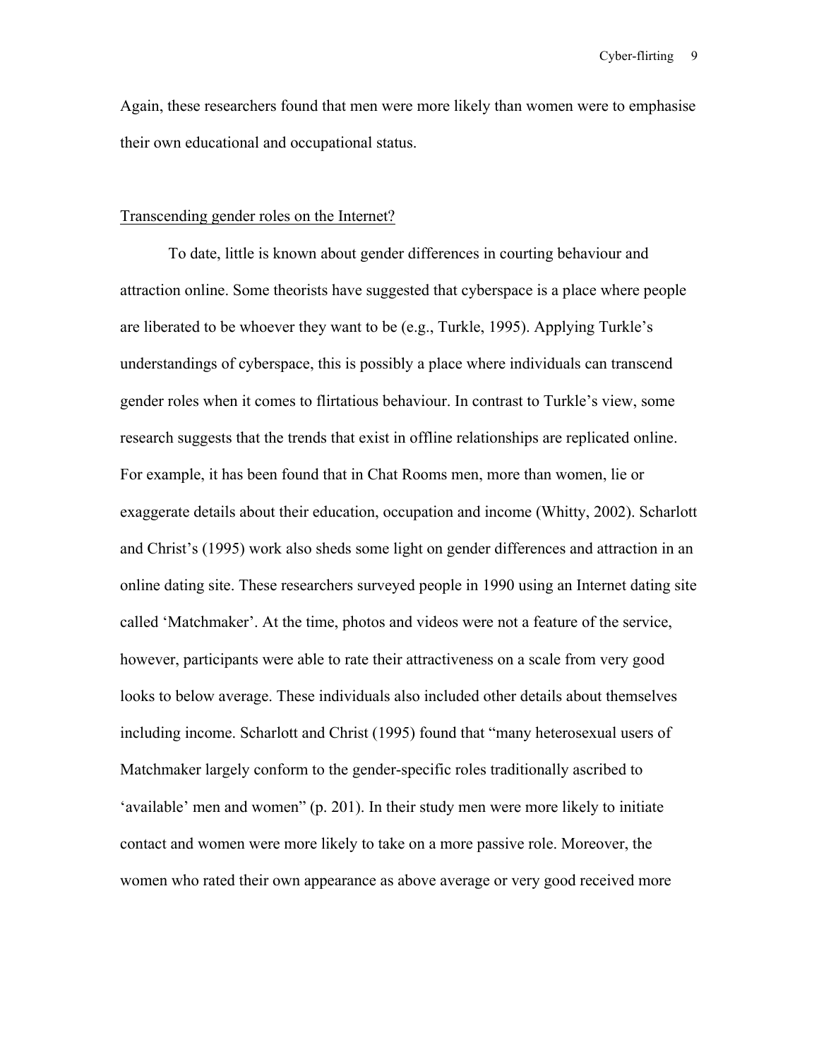Again, these researchers found that men were more likely than women were to emphasise their own educational and occupational status.

Transcending gender roles on the Internet?

To date, little is known about gender differences in courting behaviour and attraction online. Some theorists have suggested that cyberspace is a place where people are liberated to be whoever they want to be (e.g., Turkle, 1995). Applying Turkle's understandings of cyberspace, this is possibly a place where individuals can transcend gender roles when it comes to flirtatious behaviour. In contrast to Turkle's view, some research suggests that the trends that exist in offline relationships are replicated online. For example, it has been found that in Chat Rooms men, more than women, lie or exaggerate details about their education, occupation and income (Whitty, 2002). Scharlott and Christ's (1995) work also sheds some light on gender differences and attraction in an online dating site. These researchers surveyed people in 1990 using an Internet dating site called 'Matchmaker'. At the time, photos and videos were not a feature of the service, however, participants were able to rate their attractiveness on a scale from very good looks to below average. These individuals also included other details about themselves including income. Scharlott and Christ (1995) found that "many heterosexual users of Matchmaker largely conform to the gender-specific roles traditionally ascribed to 'available' men and women" (p. 201). In their study men were more likely to initiate contact and women were more likely to take on a more passive role. Moreover, the women who rated their own appearance as above average or very good received more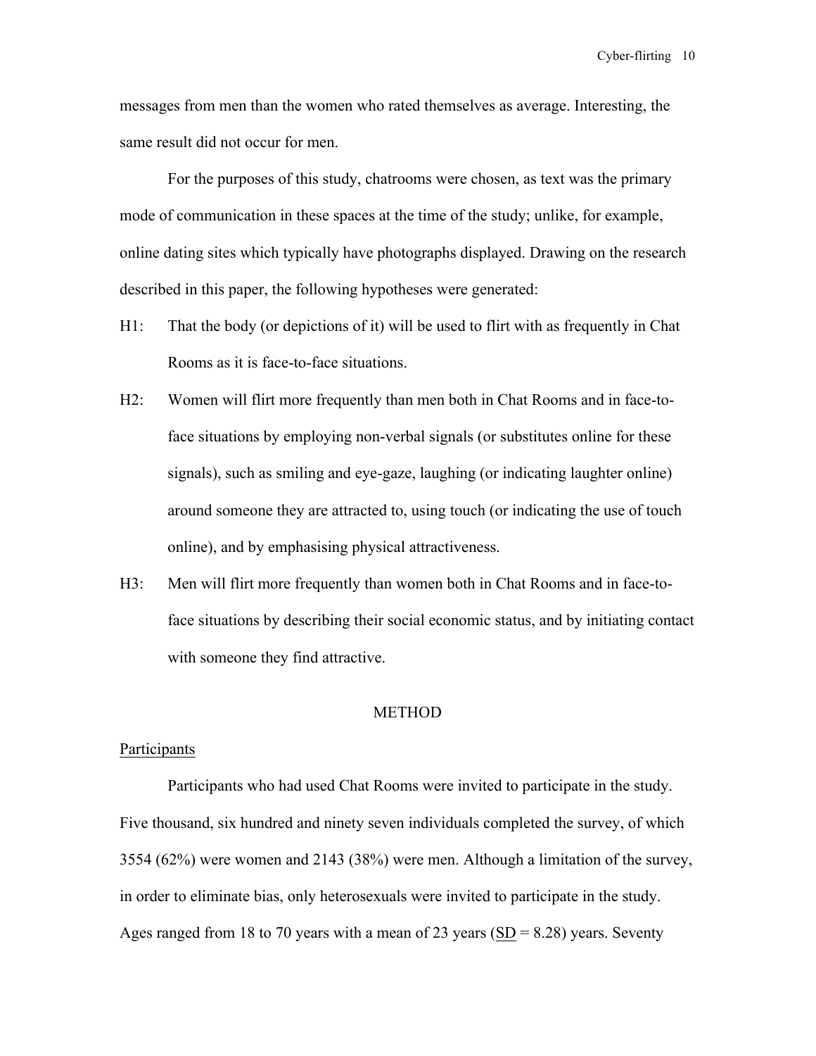messages from men than the women who rated themselves as average. Interesting, the same result did not occur for men.

For the purposes of this study, chatrooms were chosen, as text was the primary mode of communication in these spaces at the time of the study; unlike, for example, online dating sites which typically have photographs displayed. Drawing on the research described in this paper, the following hypotheses were generated:

H1: That the body (or depictions of it) will be used to flirt with as frequently in Chat Rooms as it is face-to-face situations.

H2: Women will flirt more frequently than men both in Chat Rooms and in face-to-face situations by employing non-verbal signals (or substitutes online for these signals), such as smiling and eye-gaze, laughing (or indicating laughter online) around someone they are attracted to, using touch (or indicating the use of touch online), and by emphasising physical attractiveness.

H3: Men will flirt more frequently than women both in Chat Rooms and in face-to-face situations by describing their social economic status, and by initiating contact with someone they find attractive.

## METHOD

### Participants

Participants who had used Chat Rooms were invited to participate in the study. Five thousand, six hundred and ninety seven individuals completed the survey, of which 3554 (62%) were women and 2143 (38%) were men. Although a limitation of the survey, in order to eliminate bias, only heterosexuals were invited to participate in the study. Ages ranged from 18 to 70 years with a mean of 23 years ($SD = 8.28$) years. Seventy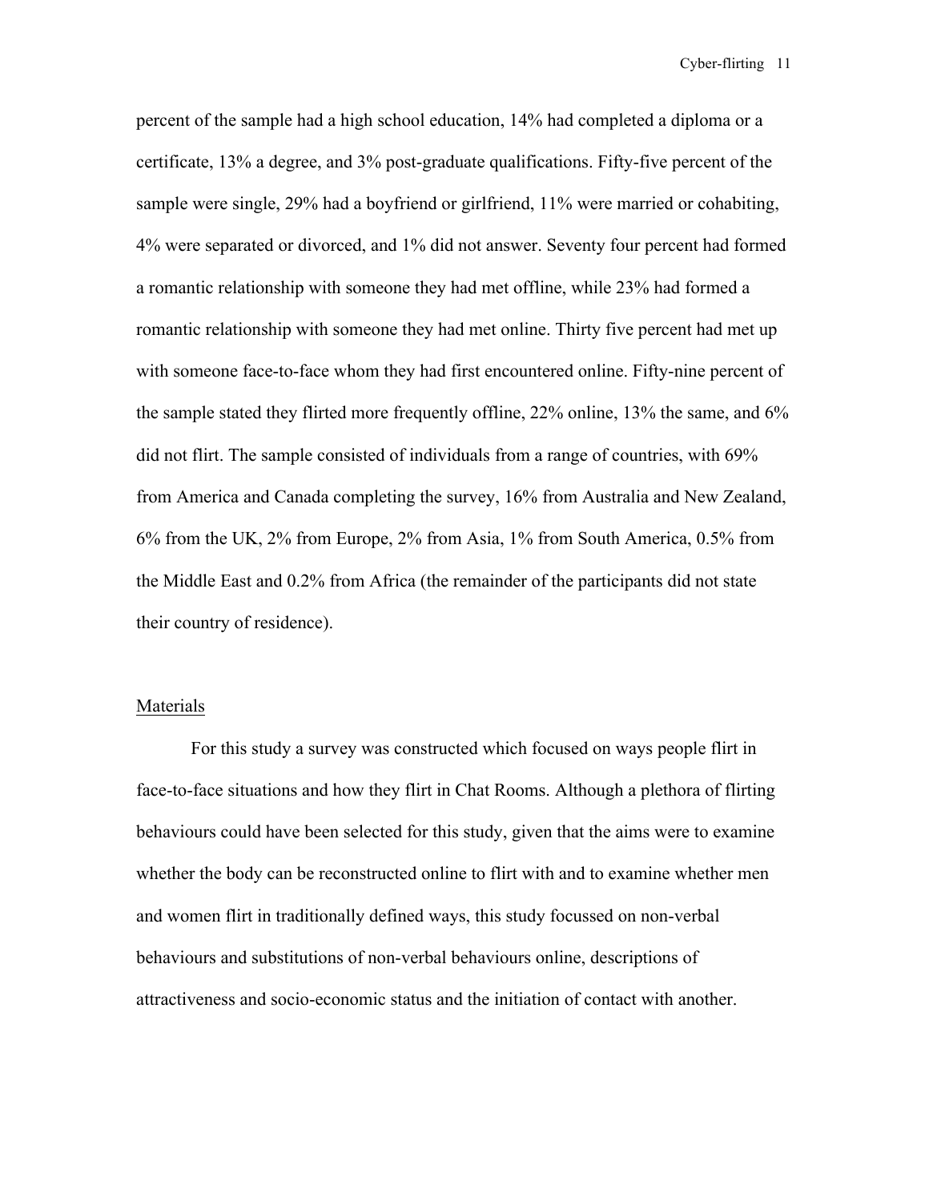percent of the sample had a high school education, 14% had completed a diploma or a certificate, 13% a degree, and 3% post-graduate qualifications. Fifty-five percent of the sample were single, 29% had a boyfriend or girlfriend, 11% were married or cohabiting, 4% were separated or divorced, and 1% did not answer. Seventy four percent had formed a romantic relationship with someone they had met offline, while 23% had formed a romantic relationship with someone they had met online. Thirty five percent had met up with someone face-to-face whom they had first encountered online. Fifty-nine percent of the sample stated they flirted more frequently offline, 22% online, 13% the same, and 6% did not flirt. The sample consisted of individuals from a range of countries, with 69% from America and Canada completing the survey, 16% from Australia and New Zealand, 6% from the UK, 2% from Europe, 2% from Asia, 1% from South America, 0.5% from the Middle East and 0.2% from Africa (the remainder of the participants did not state their country of residence).

## Materials

For this study a survey was constructed which focused on ways people flirt in face-to-face situations and how they flirt in Chat Rooms. Although a plethora of flirting behaviours could have been selected for this study, given that the aims were to examine whether the body can be reconstructed online to flirt with and to examine whether men and women flirt in traditionally defined ways, this study focussed on non-verbal behaviours and substitutions of non-verbal behaviours online, descriptions of attractiveness and socio-economic status and the initiation of contact with another.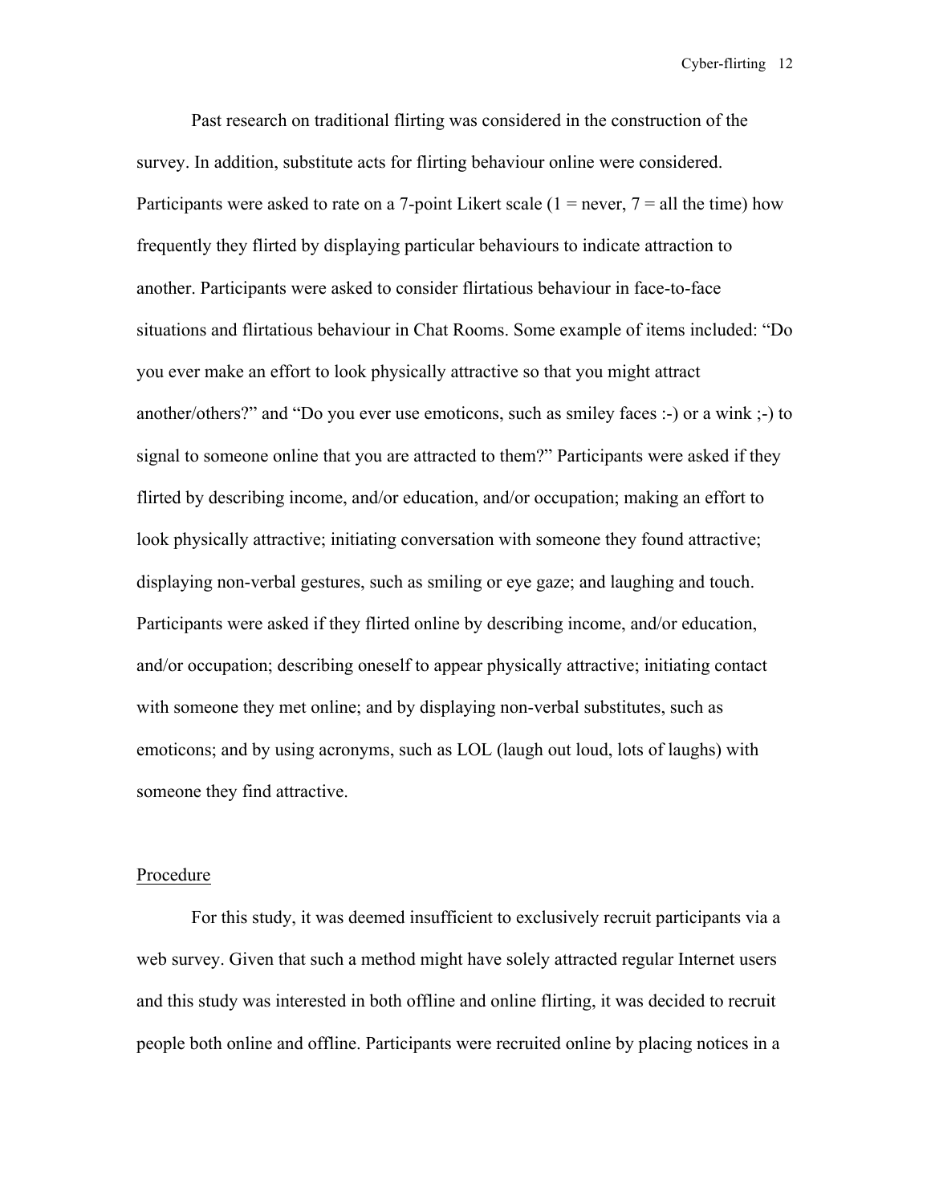Past research on traditional flirting was considered in the construction of the survey. In addition, substitute acts for flirting behaviour online were considered. Participants were asked to rate on a 7-point Likert scale (1 = never, 7 = all the time) how frequently they flirted by displaying particular behaviours to indicate attraction to another. Participants were asked to consider flirtatious behaviour in face-to-face situations and flirtatious behaviour in Chat Rooms. Some example of items included: "Do you ever make an effort to look physically attractive so that you might attract another/others?" and "Do you ever use emoticons, such as smiley faces :-) or a wink ;-) to signal to someone online that you are attracted to them?" Participants were asked if they flirted by describing income, and/or education, and/or occupation; making an effort to look physically attractive; initiating conversation with someone they found attractive; displaying non-verbal gestures, such as smiling or eye gaze; and laughing and touch. Participants were asked if they flirted online by describing income, and/or education, and/or occupation; describing oneself to appear physically attractive; initiating contact with someone they met online; and by displaying non-verbal substitutes, such as emoticons; and by using acronyms, such as LOL (laugh out loud, lots of laughs) with someone they find attractive.

<u>Procedure</u>

For this study, it was deemed insufficient to exclusively recruit participants via a web survey. Given that such a method might have solely attracted regular Internet users and this study was interested in both offline and online flirting, it was decided to recruit people both online and offline. Participants were recruited online by placing notices in a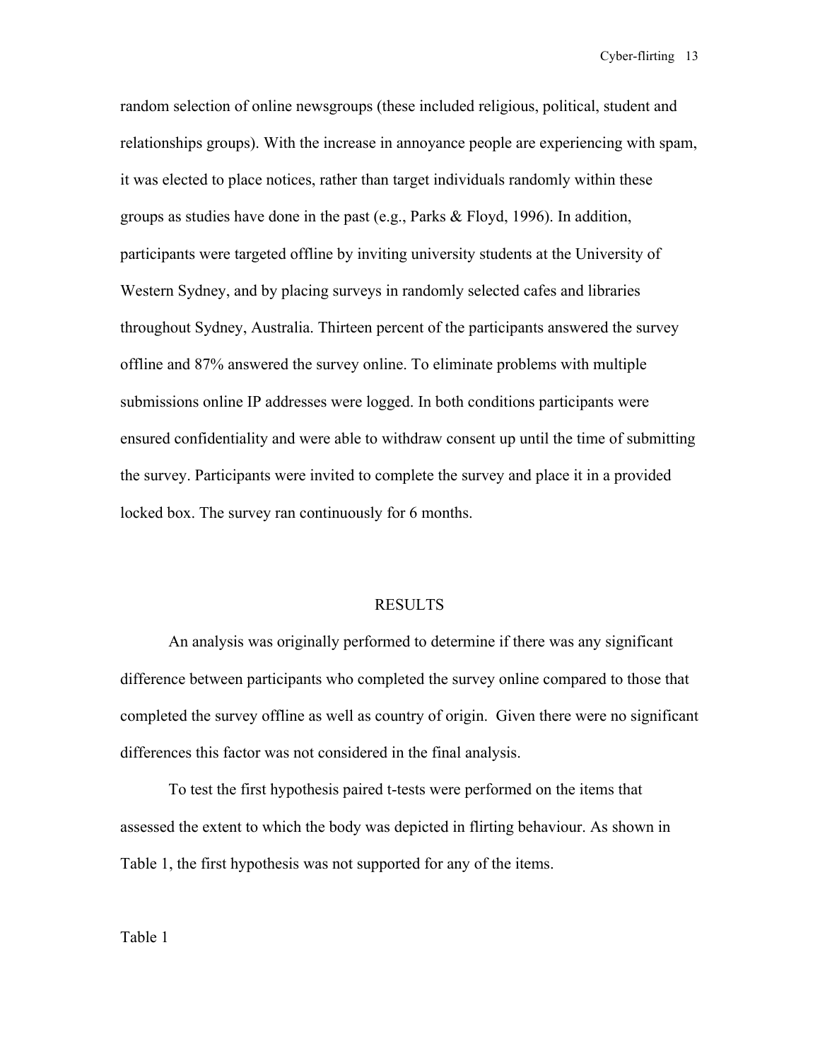random selection of online newsgroups (these included religious, political, student and relationships groups). With the increase in annoyance people are experiencing with spam, it was elected to place notices, rather than target individuals randomly within these groups as studies have done in the past (e.g., Parks & Floyd, 1996). In addition, participants were targeted offline by inviting university students at the University of Western Sydney, and by placing surveys in randomly selected cafes and libraries throughout Sydney, Australia. Thirteen percent of the participants answered the survey offline and 87% answered the survey online. To eliminate problems with multiple submissions online IP addresses were logged. In both conditions participants were ensured confidentiality and were able to withdraw consent up until the time of submitting the survey. Participants were invited to complete the survey and place it in a provided locked box. The survey ran continuously for 6 months.

## RESULTS

An analysis was originally performed to determine if there was any significant difference between participants who completed the survey online compared to those that completed the survey offline as well as country of origin. Given there were no significant differences this factor was not considered in the final analysis.

To test the first hypothesis paired t-tests were performed on the items that assessed the extent to which the body was depicted in flirting behaviour. As shown in Table 1, the first hypothesis was not supported for any of the items.

Table 1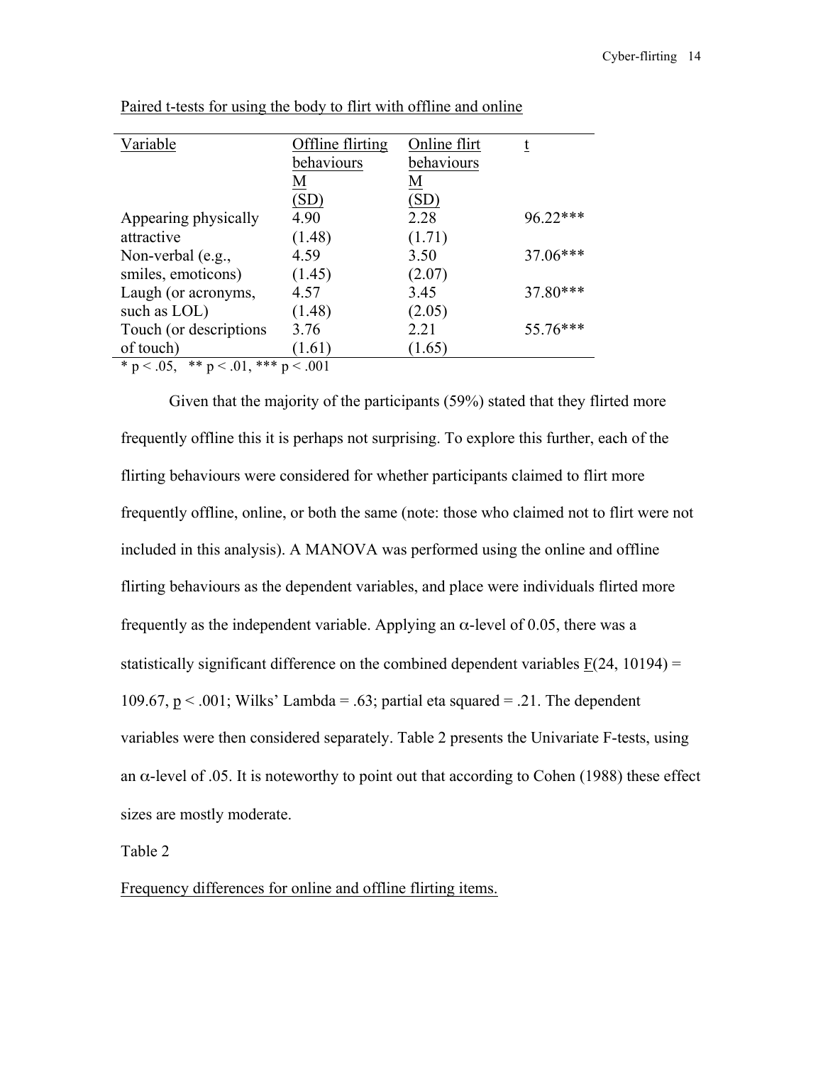Paired t-tests for using the body to flirt with offline and online

| Variable | Offline flirting behaviours M (SD) | Online flirt behaviours M (SD) | t |
|---|---|---|---|
| Appearing physically attractive | 4.90 (1.48) | 2.28 (1.71) | 96.22*** |
| Non-verbal (e.g., smiles, emoticons) | 4.59 (1.45) | 3.50 (2.07) | 37.06*** |
| Laugh (or acronyms, such as LOL) | 4.57 (1.48) | 3.45 (2.05) | 37.80*** |
| Touch (or descriptions of touch) | 3.76 (1.61) | 2.21 (1.65) | 55.76*** |

* $p < .05$, ** $p < .01$, *** $p < .001$

Given that the majority of the participants (59%) stated that they flirted more frequently offline this it is perhaps not surprising. To explore this further, each of the flirting behaviours were considered for whether participants claimed to flirt more frequently offline, online, or both the same (note: those who claimed not to flirt were not included in this analysis). A MANOVA was performed using the online and offline flirting behaviours as the dependent variables, and place were individuals flirted more frequently as the independent variable. Applying an $\alpha$-level of 0.05, there was a statistically significant difference on the combined dependent variables $F(24, 10194) = 109.67$, $p < .001$; Wilks' Lambda = .63; partial eta squared = .21. The dependent variables were then considered separately. Table 2 presents the Univariate F-tests, using an $\alpha$-level of .05. It is noteworthy to point out that according to Cohen (1988) these effect sizes are mostly moderate.

Table 2

Frequency differences for online and offline flirting items.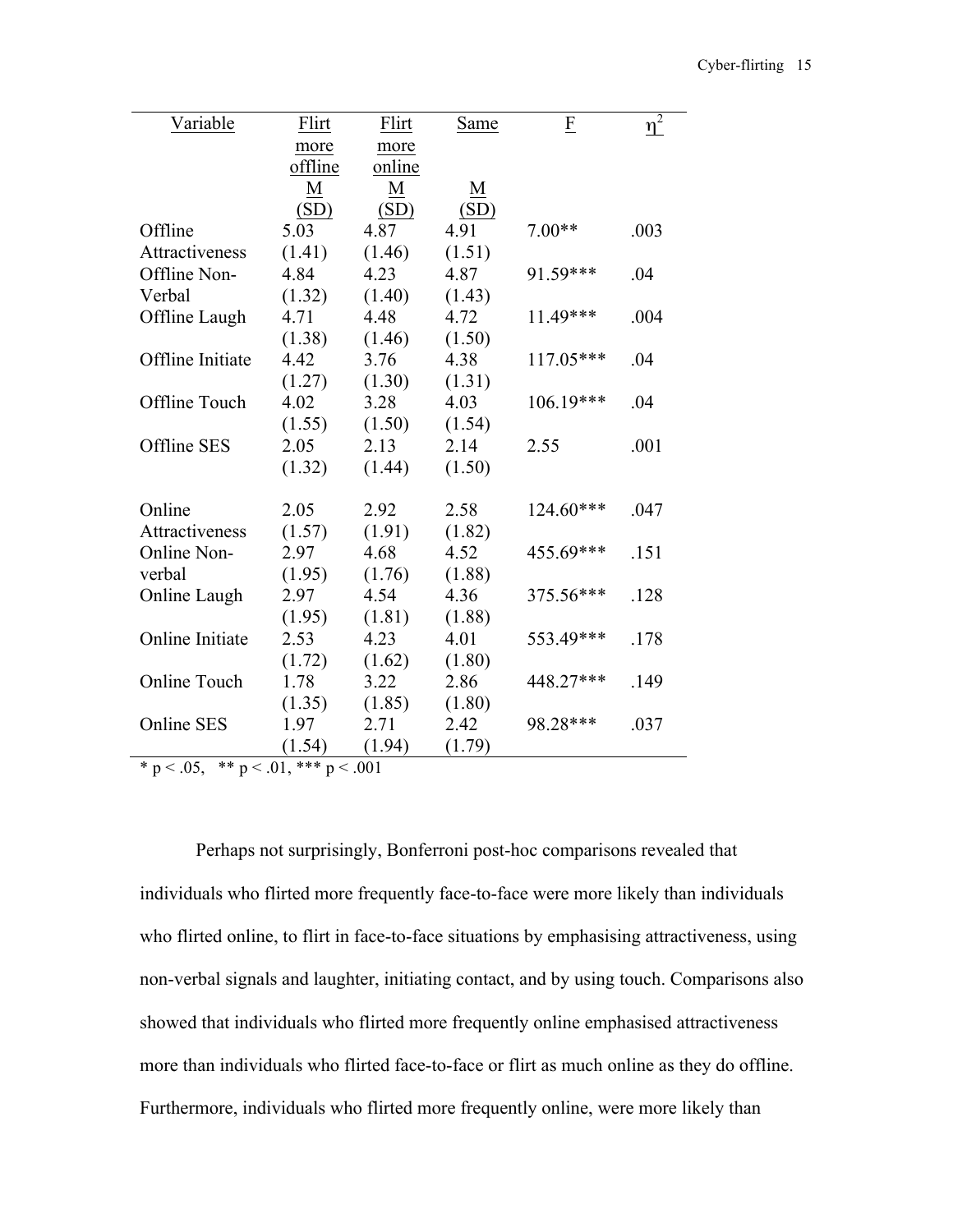| Variable | Flirt more offline M (SD) | Flirt more online M (SD) | Same M (SD) | F | $\eta^2$ |
|---|---|---|---|---|---|
| Offline Attractiveness | 5.03 (1.41) | 4.87 (1.46) | 4.91 (1.51) | 7.00** | .003 |
| Offline Non-Verbal | 4.84 (1.32) | 4.23 (1.40) | 4.87 (1.43) | 91.59*** | .04 |
| Offline Laugh | 4.71 (1.38) | 4.48 (1.46) | 4.72 (1.50) | 11.49*** | .004 |
| Offline Initiate | 4.42 (1.27) | 3.76 (1.30) | 4.38 (1.31) | 117.05*** | .04 |
| Offline Touch | 4.02 (1.55) | 3.28 (1.50) | 4.03 (1.54) | 106.19*** | .04 |
| Offline SES | 2.05 (1.32) | 2.13 (1.44) | 2.14 (1.50) | 2.55 | .001 |
| Online Attractiveness | 2.05 (1.57) | 2.92 (1.91) | 2.58 (1.82) | 124.60*** | .047 |
| Online Non-verbal | 2.97 (1.95) | 4.68 (1.76) | 4.52 (1.88) | 455.69*** | .151 |
| Online Laugh | 2.97 (1.95) | 4.54 (1.81) | 4.36 (1.88) | 375.56*** | .128 |
| Online Initiate | 2.53 (1.72) | 4.23 (1.62) | 4.01 (1.80) | 553.49*** | .178 |
| Online Touch | 1.78 (1.35) | 3.22 (1.85) | 2.86 (1.80) | 448.27*** | .149 |
| Online SES | 1.97 (1.54) | 2.71 (1.94) | 2.42 (1.79) | 98.28*** | .037 |

* $p < .05$, ** $p < .01$, *** $p < .001$

Perhaps not surprisingly, Bonferroni post-hoc comparisons revealed that individuals who flirted more frequently face-to-face were more likely than individuals who flirted online, to flirt in face-to-face situations by emphasising attractiveness, using non-verbal signals and laughter, initiating contact, and by using touch. Comparisons also showed that individuals who flirted more frequently online emphasised attractiveness more than individuals who flirted face-to-face or flirt as much online as they do offline. Furthermore, individuals who flirted more frequently online, were more likely than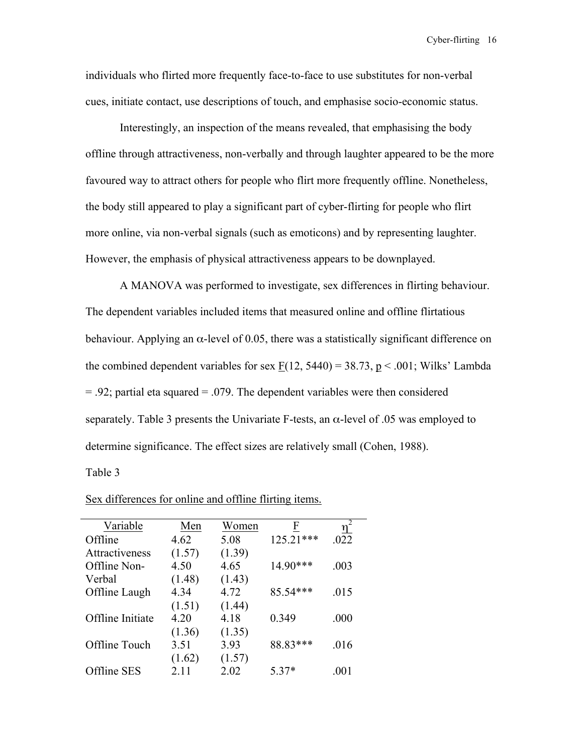individuals who flirted more frequently face-to-face to use substitutes for non-verbal cues, initiate contact, use descriptions of touch, and emphasise socio-economic status.

Interestingly, an inspection of the means revealed, that emphasising the body offline through attractiveness, non-verbally and through laughter appeared to be the more favoured way to attract others for people who flirt more frequently offline. Nonetheless, the body still appeared to play a significant part of cyber-flirting for people who flirt more online, via non-verbal signals (such as emoticons) and by representing laughter. However, the emphasis of physical attractiveness appears to be downplayed.

A MANOVA was performed to investigate, sex differences in flirting behaviour. The dependent variables included items that measured online and offline flirtatious behaviour. Applying an $\alpha$-level of 0.05, there was a statistically significant difference on the combined dependent variables for sex $F(12, 5440) = 38.73$, $p < .001$; Wilks' Lambda = .92; partial eta squared = .079. The dependent variables were then considered separately. Table 3 presents the Univariate F-tests, an $\alpha$-level of .05 was employed to determine significance. The effect sizes are relatively small (Cohen, 1988).

Table 3

Sex differences for online and offline flirting items.

| Variable | Men | Women | F | $\eta^2$ |
|---|---|---|---|---|
| Offline Attractiveness | 4.62 (1.57) | 5.08 (1.39) | 125.21*** | .022 |
| Offline Non-Verbal | 4.50 (1.48) | 4.65 (1.43) | 14.90*** | .003 |
| Offline Laugh | 4.34 (1.51) | 4.72 (1.44) | 85.54*** | .015 |
| Offline Initiate | 4.20 (1.36) | 4.18 (1.35) | 0.349 | .000 |
| Offline Touch | 3.51 (1.62) | 3.93 (1.57) | 88.83*** | .016 |
| Offline SES | 2.11 | 2.02 | 5.37* | .001 |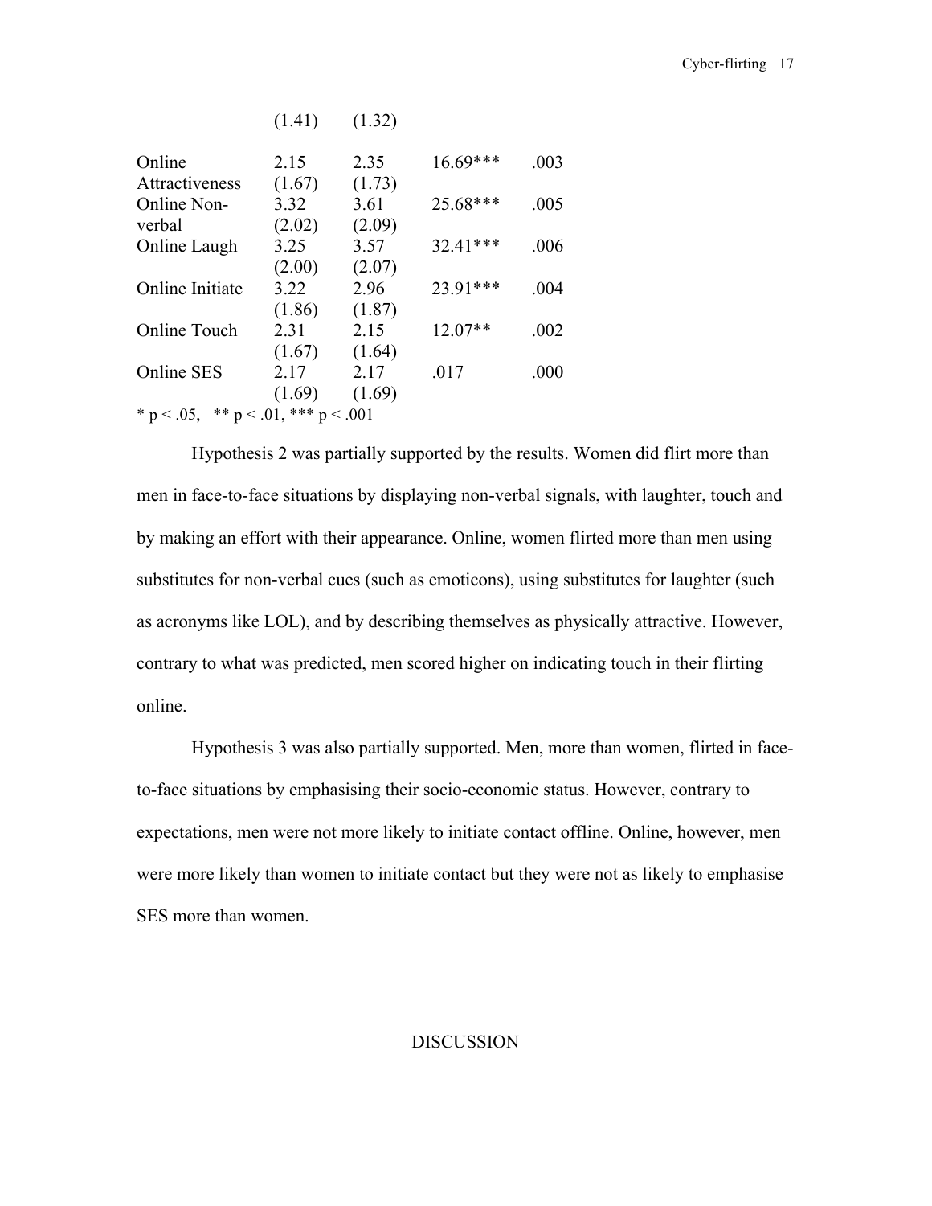| | | | | |
|---|---|---|---|---|
| | (1.41) | (1.32) | | |
| Online Attractiveness | 2.15 (1.67) | 2.35 (1.73) | 16.69*** | .003 |
| Online Non-verbal | 3.32 (2.02) | 3.61 (2.09) | 25.68*** | .005 |
| Online Laugh | 3.25 (2.00) | 3.57 (2.07) | 32.41*** | .006 |
| Online Initiate | 3.22 (1.86) | 2.96 (1.87) | 23.91*** | .004 |
| Online Touch | 2.31 (1.67) | 2.15 (1.64) | 12.07** | .002 |
| Online SES | 2.17 (1.69) | 2.17 (1.69) | .017 | .000 |

\* $p < .05$, ** $p < .01$, *** $p < .001$

Hypothesis 2 was partially supported by the results. Women did flirt more than men in face-to-face situations by displaying non-verbal signals, with laughter, touch and by making an effort with their appearance. Online, women flirted more than men using substitutes for non-verbal cues (such as emoticons), using substitutes for laughter (such as acronyms like LOL), and by describing themselves as physically attractive. However, contrary to what was predicted, men scored higher on indicating touch in their flirting online.

Hypothesis 3 was also partially supported. Men, more than women, flirted in face-to-face situations by emphasising their socio-economic status. However, contrary to expectations, men were not more likely to initiate contact offline. Online, however, men were more likely than women to initiate contact but they were not as likely to emphasise SES more than women.

## DISCUSSION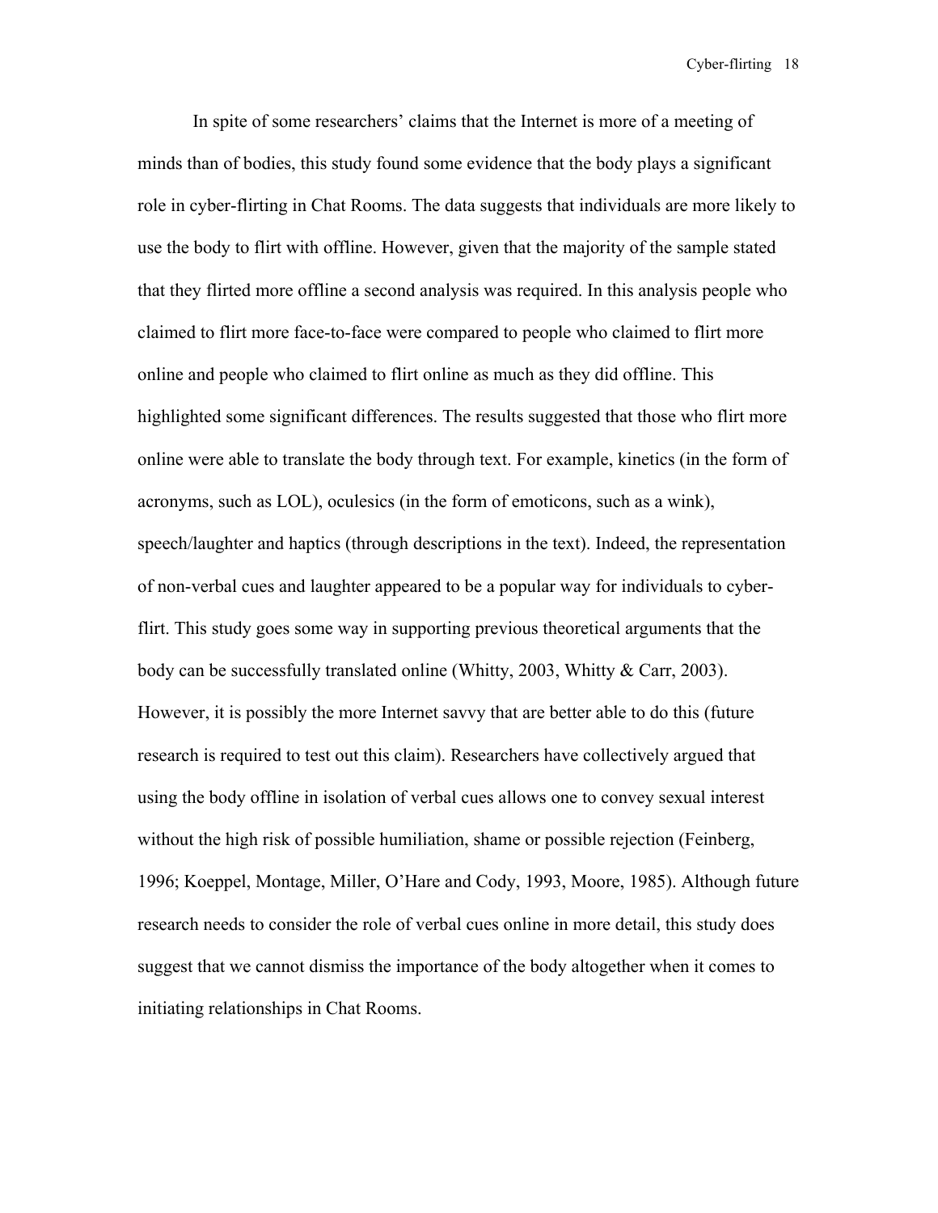In spite of some researchers' claims that the Internet is more of a meeting of minds than of bodies, this study found some evidence that the body plays a significant role in cyber-flirting in Chat Rooms. The data suggests that individuals are more likely to use the body to flirt with offline. However, given that the majority of the sample stated that they flirted more offline a second analysis was required. In this analysis people who claimed to flirt more face-to-face were compared to people who claimed to flirt more online and people who claimed to flirt online as much as they did offline. This highlighted some significant differences. The results suggested that those who flirt more online were able to translate the body through text. For example, kinetics (in the form of acronyms, such as LOL), oculesics (in the form of emoticons, such as a wink), speech/laughter and haptics (through descriptions in the text). Indeed, the representation of non-verbal cues and laughter appeared to be a popular way for individuals to cyber-flirt. This study goes some way in supporting previous theoretical arguments that the body can be successfully translated online (Whitty, 2003, Whitty & Carr, 2003). However, it is possibly the more Internet savvy that are better able to do this (future research is required to test out this claim). Researchers have collectively argued that using the body offline in isolation of verbal cues allows one to convey sexual interest without the high risk of possible humiliation, shame or possible rejection (Feinberg, 1996; Koeppel, Montage, Miller, O'Hare and Cody, 1993, Moore, 1985). Although future research needs to consider the role of verbal cues online in more detail, this study does suggest that we cannot dismiss the importance of the body altogether when it comes to initiating relationships in Chat Rooms.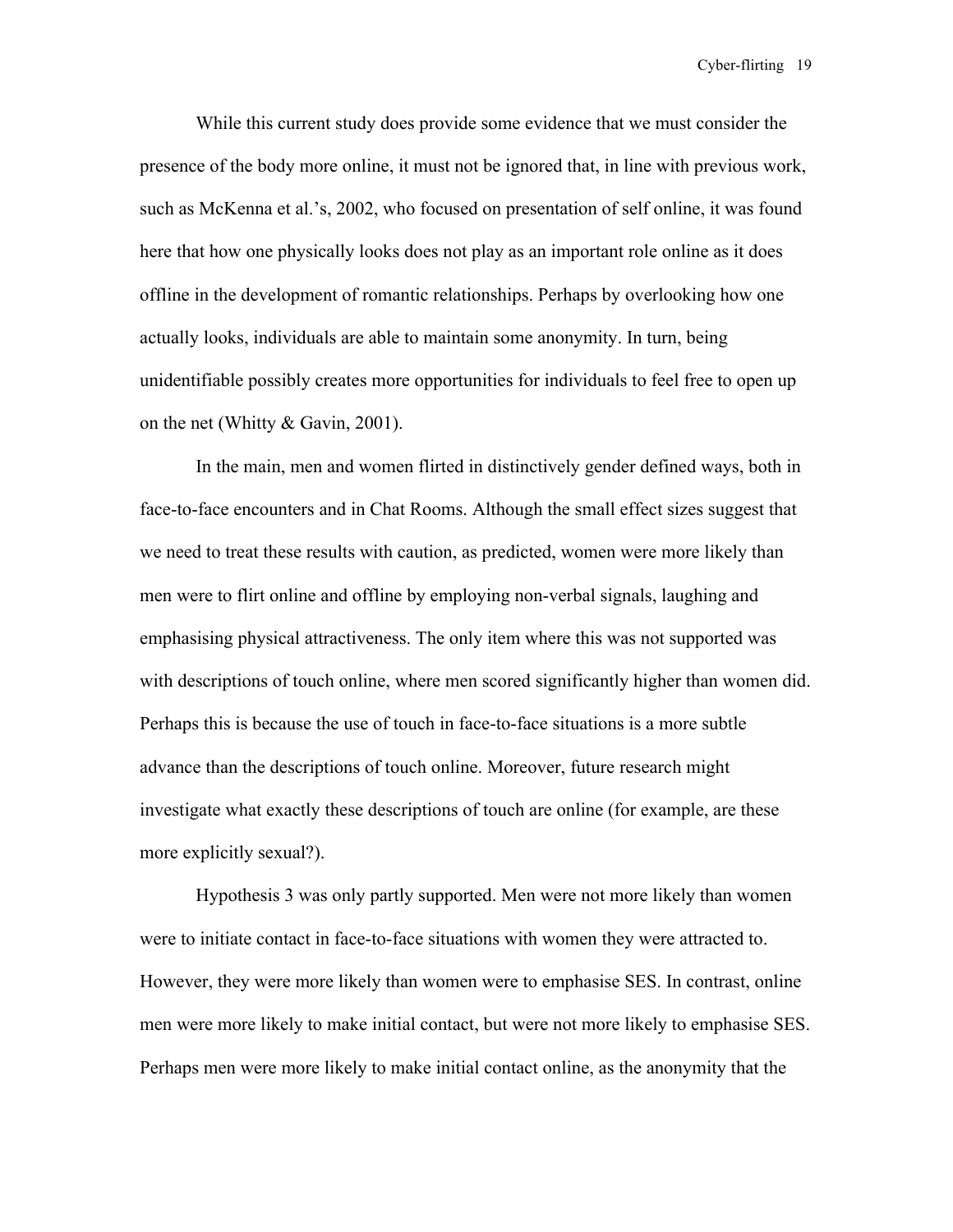While this current study does provide some evidence that we must consider the presence of the body more online, it must not be ignored that, in line with previous work, such as McKenna et al.'s, 2002, who focused on presentation of self online, it was found here that how one physically looks does not play as an important role online as it does offline in the development of romantic relationships. Perhaps by overlooking how one actually looks, individuals are able to maintain some anonymity. In turn, being unidentifiable possibly creates more opportunities for individuals to feel free to open up on the net (Whitty & Gavin, 2001).

In the main, men and women flirted in distinctively gender defined ways, both in face-to-face encounters and in Chat Rooms. Although the small effect sizes suggest that we need to treat these results with caution, as predicted, women were more likely than men were to flirt online and offline by employing non-verbal signals, laughing and emphasising physical attractiveness. The only item where this was not supported was with descriptions of touch online, where men scored significantly higher than women did. Perhaps this is because the use of touch in face-to-face situations is a more subtle advance than the descriptions of touch online. Moreover, future research might investigate what exactly these descriptions of touch are online (for example, are these more explicitly sexual?).

Hypothesis 3 was only partly supported. Men were not more likely than women were to initiate contact in face-to-face situations with women they were attracted to. However, they were more likely than women were to emphasise SES. In contrast, online men were more likely to make initial contact, but were not more likely to emphasise SES. Perhaps men were more likely to make initial contact online, as the anonymity that the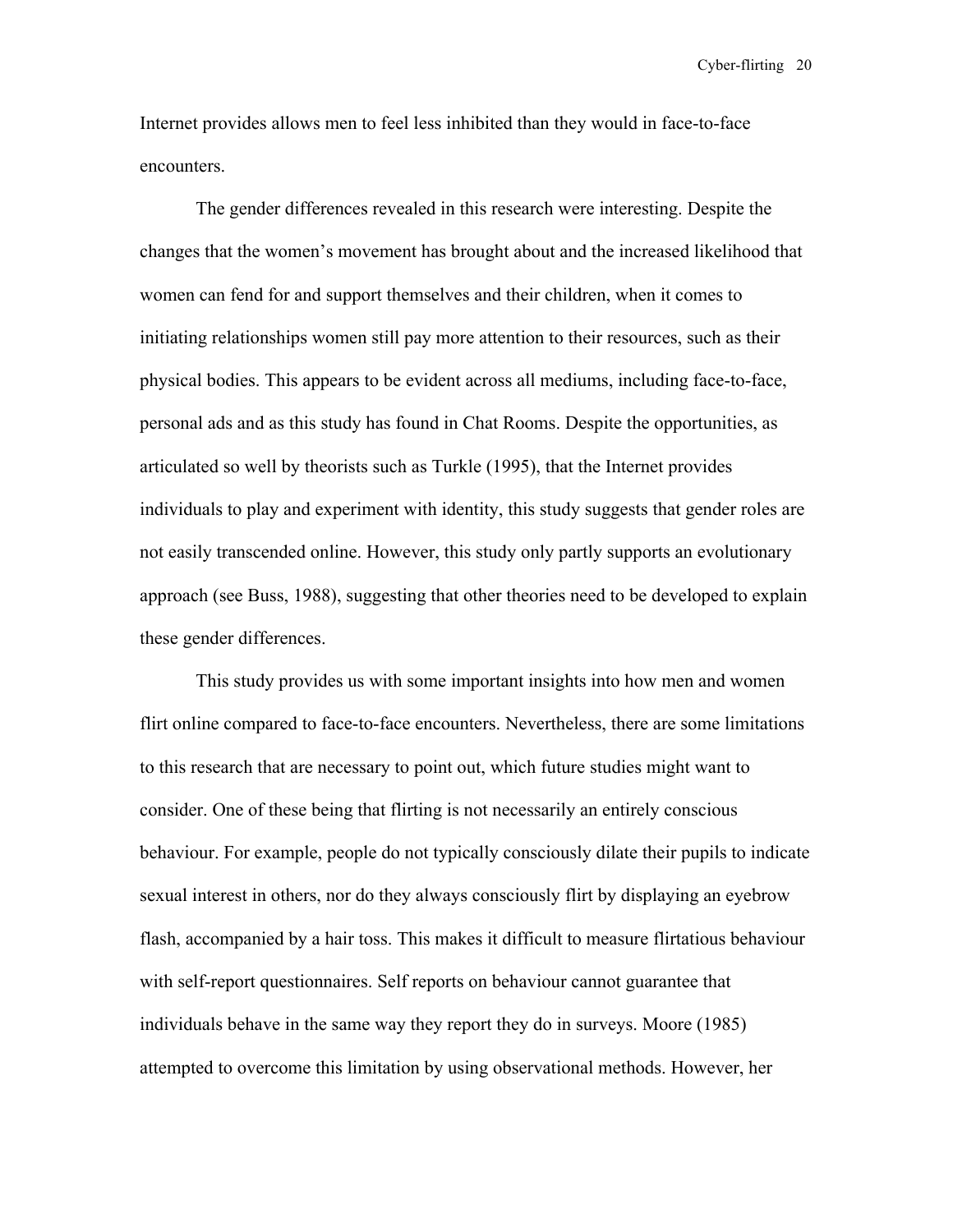Internet provides allows men to feel less inhibited than they would in face-to-face encounters.

The gender differences revealed in this research were interesting. Despite the changes that the women's movement has brought about and the increased likelihood that women can fend for and support themselves and their children, when it comes to initiating relationships women still pay more attention to their resources, such as their physical bodies. This appears to be evident across all mediums, including face-to-face, personal ads and as this study has found in Chat Rooms. Despite the opportunities, as articulated so well by theorists such as Turkle (1995), that the Internet provides individuals to play and experiment with identity, this study suggests that gender roles are not easily transcended online. However, this study only partly supports an evolutionary approach (see Buss, 1988), suggesting that other theories need to be developed to explain these gender differences.

This study provides us with some important insights into how men and women flirt online compared to face-to-face encounters. Nevertheless, there are some limitations to this research that are necessary to point out, which future studies might want to consider. One of these being that flirting is not necessarily an entirely conscious behaviour. For example, people do not typically consciously dilate their pupils to indicate sexual interest in others, nor do they always consciously flirt by displaying an eyebrow flash, accompanied by a hair toss. This makes it difficult to measure flirtatious behaviour with self-report questionnaires. Self reports on behaviour cannot guarantee that individuals behave in the same way they report they do in surveys. Moore (1985) attempted to overcome this limitation by using observational methods. However, her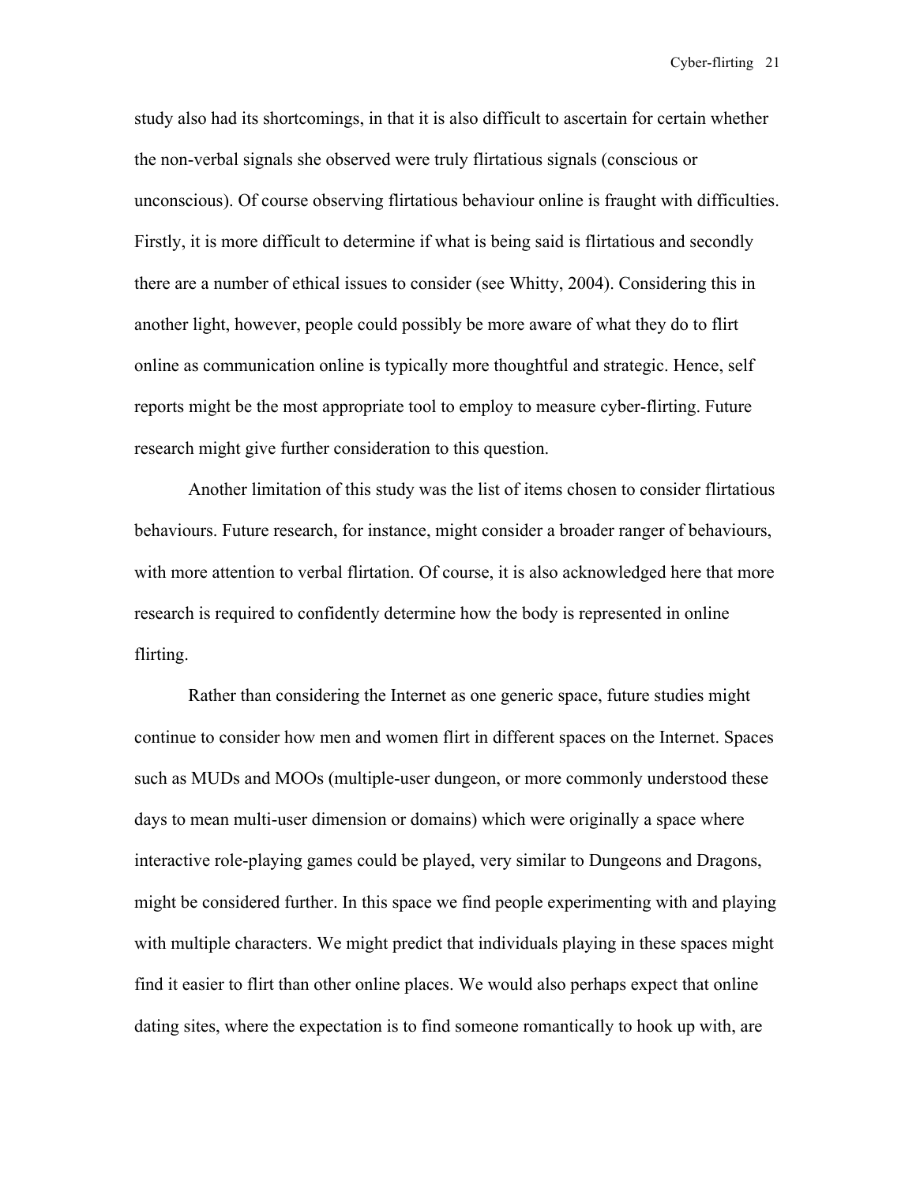study also had its shortcomings, in that it is also difficult to ascertain for certain whether the non-verbal signals she observed were truly flirtatious signals (conscious or unconscious). Of course observing flirtatious behaviour online is fraught with difficulties. Firstly, it is more difficult to determine if what is being said is flirtatious and secondly there are a number of ethical issues to consider (see Whitty, 2004). Considering this in another light, however, people could possibly be more aware of what they do to flirt online as communication online is typically more thoughtful and strategic. Hence, self reports might be the most appropriate tool to employ to measure cyber-flirting. Future research might give further consideration to this question.

Another limitation of this study was the list of items chosen to consider flirtatious behaviours. Future research, for instance, might consider a broader ranger of behaviours, with more attention to verbal flirtation. Of course, it is also acknowledged here that more research is required to confidently determine how the body is represented in online flirting.

Rather than considering the Internet as one generic space, future studies might continue to consider how men and women flirt in different spaces on the Internet. Spaces such as MUDs and MOOs (multiple-user dungeon, or more commonly understood these days to mean multi-user dimension or domains) which were originally a space where interactive role-playing games could be played, very similar to Dungeons and Dragons, might be considered further. In this space we find people experimenting with and playing with multiple characters. We might predict that individuals playing in these spaces might find it easier to flirt than other online places. We would also perhaps expect that online dating sites, where the expectation is to find someone romantically to hook up with, are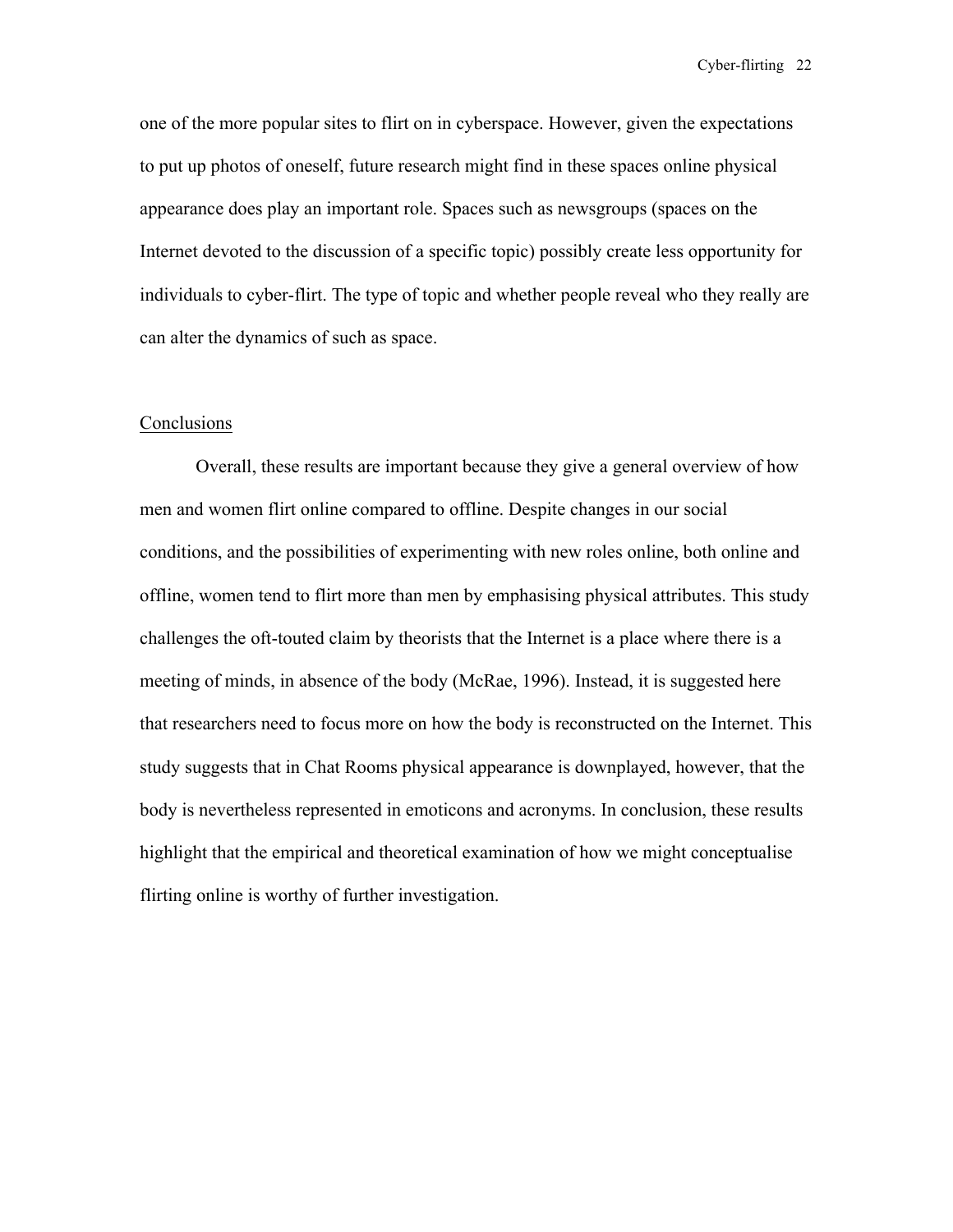one of the more popular sites to flirt on in cyberspace. However, given the expectations to put up photos of oneself, future research might find in these spaces online physical appearance does play an important role. Spaces such as newsgroups (spaces on the Internet devoted to the discussion of a specific topic) possibly create less opportunity for individuals to cyber-flirt. The type of topic and whether people reveal who they really are can alter the dynamics of such as space.

## Conclusions

Overall, these results are important because they give a general overview of how men and women flirt online compared to offline. Despite changes in our social conditions, and the possibilities of experimenting with new roles online, both online and offline, women tend to flirt more than men by emphasising physical attributes. This study challenges the oft-touted claim by theorists that the Internet is a place where there is a meeting of minds, in absence of the body (McRae, 1996). Instead, it is suggested here that researchers need to focus more on how the body is reconstructed on the Internet. This study suggests that in Chat Rooms physical appearance is downplayed, however, that the body is nevertheless represented in emoticons and acronyms. In conclusion, these results highlight that the empirical and theoretical examination of how we might conceptualise flirting online is worthy of further investigation.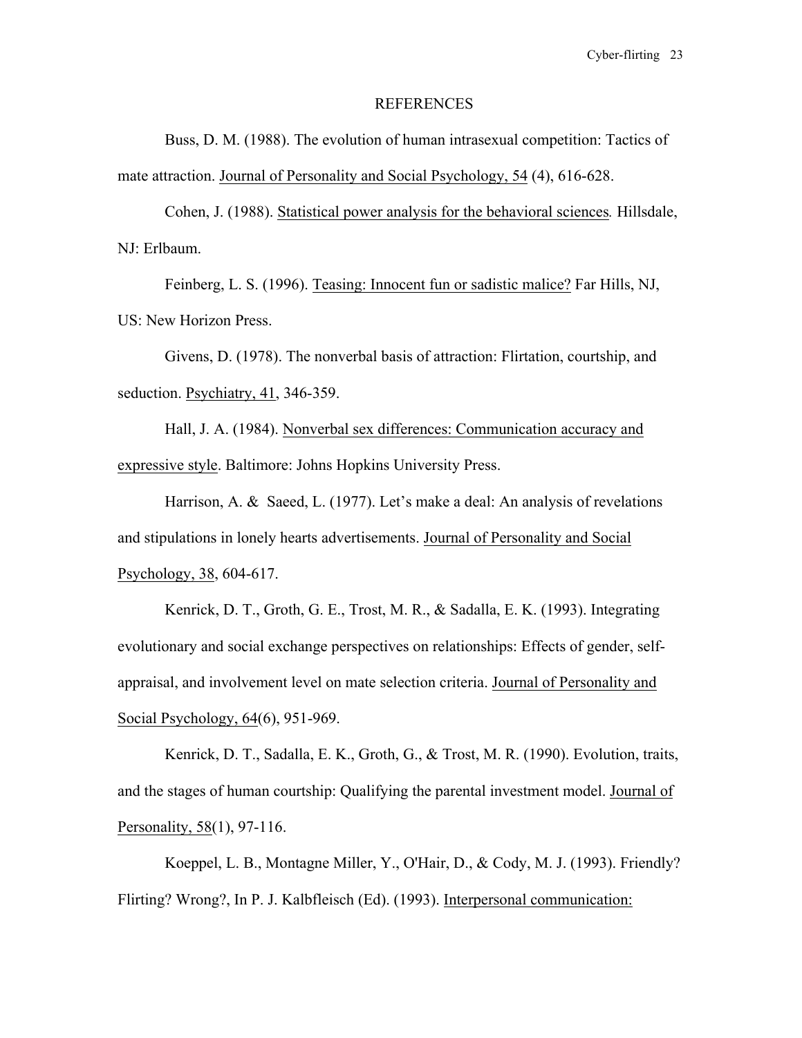# REFERENCES

Buss, D. M. (1988). The evolution of human intrasexual competition: Tactics of mate attraction. Journal of Personality and Social Psychology, 54 (4), 616-628.

Cohen, J. (1988). Statistical power analysis for the behavioral sciences. Hillsdale, NJ: Erlbaum.

Feinberg, L. S. (1996). Teasing: Innocent fun or sadistic malice? Far Hills, NJ, US: New Horizon Press.

Givens, D. (1978). The nonverbal basis of attraction: Flirtation, courtship, and seduction. Psychiatry, 41, 346-359.

Hall, J. A. (1984). Nonverbal sex differences: Communication accuracy and expressive style. Baltimore: Johns Hopkins University Press.

Harrison, A. & Saeed, L. (1977). Let's make a deal: An analysis of revelations and stipulations in lonely hearts advertisements. Journal of Personality and Social Psychology, 38, 604-617.

Kenrick, D. T., Groth, G. E., Trost, M. R., & Sadalla, E. K. (1993). Integrating evolutionary and social exchange perspectives on relationships: Effects of gender, self-appraisal, and involvement level on mate selection criteria. Journal of Personality and Social Psychology, 64(6), 951-969.

Kenrick, D. T., Sadalla, E. K., Groth, G., & Trost, M. R. (1990). Evolution, traits, and the stages of human courtship: Qualifying the parental investment model. Journal of Personality, 58(1), 97-116.

Koeppel, L. B., Montagne Miller, Y., O'Hair, D., & Cody, M. J. (1993). Friendly? Flirting? Wrong?, In P. J. Kalbfleisch (Ed). (1993). Interpersonal communication: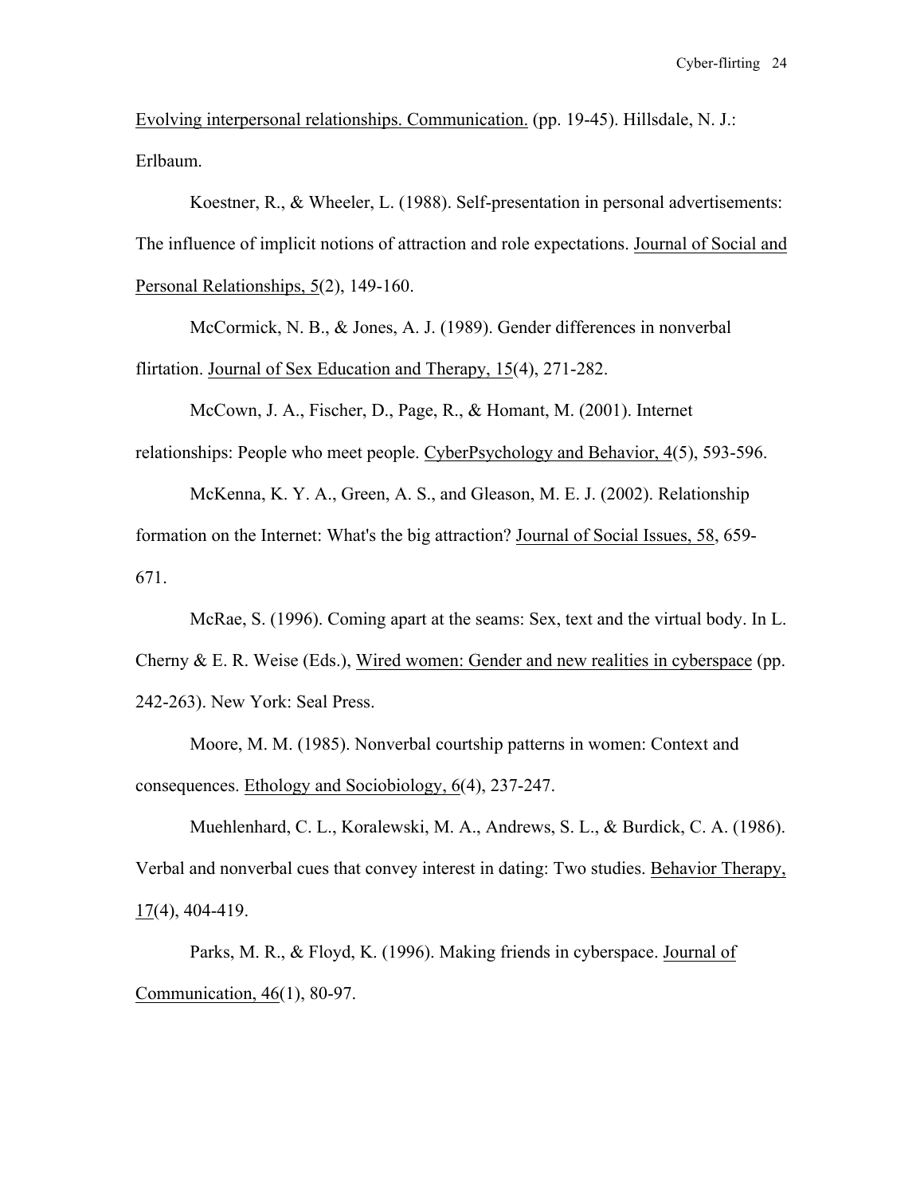Evolving interpersonal relationships. Communication. (pp. 19-45). Hillsdale, N. J.: Erlbaum.

Koestner, R., & Wheeler, L. (1988). Self-presentation in personal advertisements: The influence of implicit notions of attraction and role expectations. Journal of Social and Personal Relationships, 5(2), 149-160.

McCormick, N. B., & Jones, A. J. (1989). Gender differences in nonverbal flirtation. Journal of Sex Education and Therapy, 15(4), 271-282.

McCown, J. A., Fischer, D., Page, R., & Homant, M. (2001). Internet relationships: People who meet people. CyberPsychology and Behavior, 4(5), 593-596.

McKenna, K. Y. A., Green, A. S., and Gleason, M. E. J. (2002). Relationship formation on the Internet: What's the big attraction? Journal of Social Issues, 58, 659-671.

McRae, S. (1996). Coming apart at the seams: Sex, text and the virtual body. In L. Cherny & E. R. Weise (Eds.), Wired women: Gender and new realities in cyberspace (pp. 242-263). New York: Seal Press.

Moore, M. M. (1985). Nonverbal courtship patterns in women: Context and consequences. Ethology and Sociobiology, 6(4), 237-247.

Muehlenhard, C. L., Koralewski, M. A., Andrews, S. L., & Burdick, C. A. (1986). Verbal and nonverbal cues that convey interest in dating: Two studies. Behavior Therapy, 17(4), 404-419.

Parks, M. R., & Floyd, K. (1996). Making friends in cyberspace. Journal of Communication, 46(1), 80-97.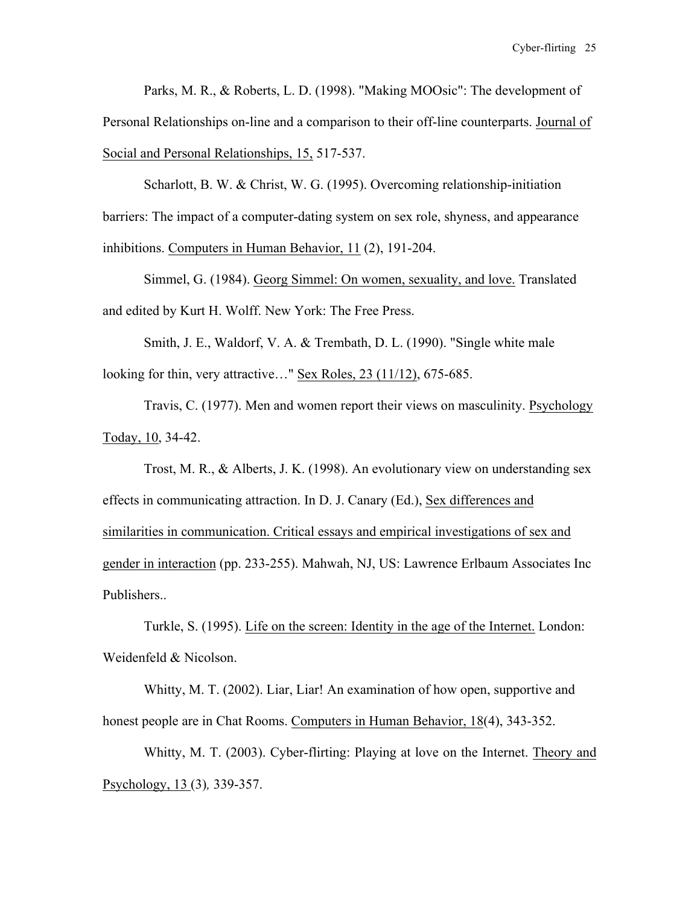Parks, M. R., & Roberts, L. D. (1998). "Making MOOsic": The development of Personal Relationships on-line and a comparison to their off-line counterparts. Journal of Social and Personal Relationships, 15, 517-537.

Scharlott, B. W. & Christ, W. G. (1995). Overcoming relationship-initiation barriers: The impact of a computer-dating system on sex role, shyness, and appearance inhibitions. Computers in Human Behavior, 11 (2), 191-204.

Simmel, G. (1984). Georg Simmel: On women, sexuality, and love. Translated and edited by Kurt H. Wolff. New York: The Free Press.

Smith, J. E., Waldorf, V. A. & Trembath, D. L. (1990). "Single white male looking for thin, very attractive…" Sex Roles, 23 (11/12), 675-685.

Travis, C. (1977). Men and women report their views on masculinity. Psychology Today, 10, 34-42.

Trost, M. R., & Alberts, J. K. (1998). An evolutionary view on understanding sex effects in communicating attraction. In D. J. Canary (Ed.), Sex differences and similarities in communication. Critical essays and empirical investigations of sex and gender in interaction (pp. 233-255). Mahwah, NJ, US: Lawrence Erlbaum Associates Inc Publishers..

Turkle, S. (1995). Life on the screen: Identity in the age of the Internet. London: Weidenfeld & Nicolson.

Whitty, M. T. (2002). Liar, Liar! An examination of how open, supportive and honest people are in Chat Rooms. Computers in Human Behavior, 18(4), 343-352.

Whitty, M. T. (2003). Cyber-flirting: Playing at love on the Internet. Theory and Psychology, 13 (3), 339-357.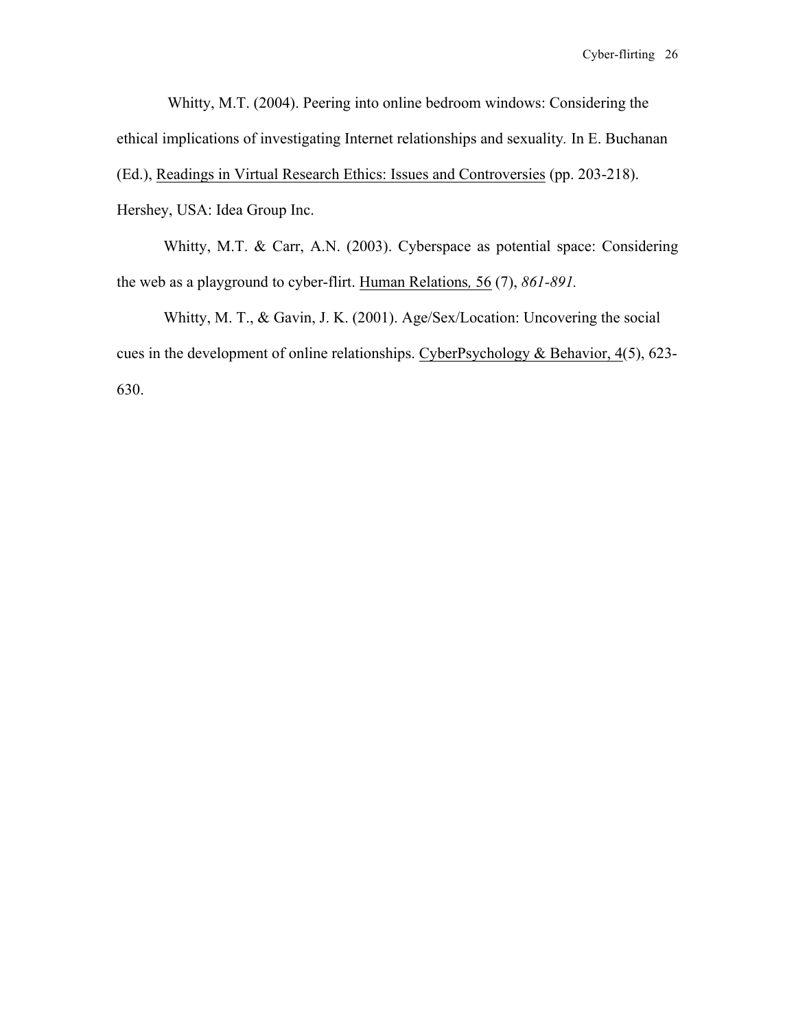Whitty, M.T. (2004). Peering into online bedroom windows: Considering the ethical implications of investigating Internet relationships and sexuality. In E. Buchanan (Ed.), <u>Readings in Virtual Research Ethics: Issues and Controversies</u> (pp. 203-218). Hershey, USA: Idea Group Inc.

Whitty, M.T. & Carr, A.N. (2003). Cyberspace as potential space: Considering the web as a playground to cyber-flirt. <u>Human Relations, 56</u> (7), *861-891.*

Whitty, M. T., & Gavin, J. K. (2001). Age/Sex/Location: Uncovering the social cues in the development of online relationships. <u>CyberPsychology & Behavior, 4</u>(5), 623-630.